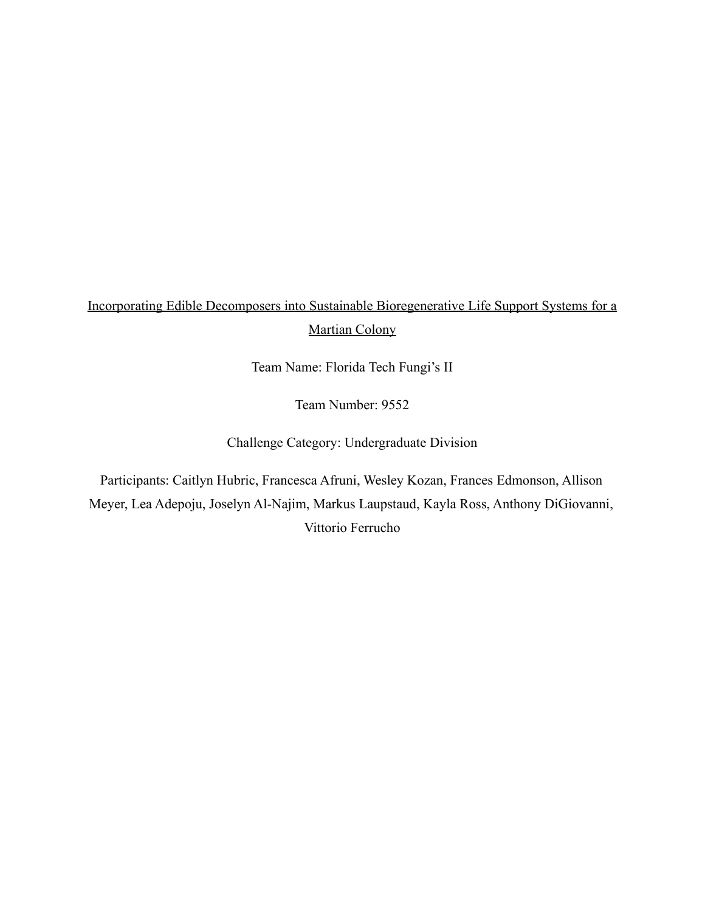# Incorporating Edible Decomposers into Sustainable Bioregenerative Life Support Systems for a Martian Colony

Team Name: Florida Tech Fungi's II

Team Number: 9552

Challenge Category: Undergraduate Division

Participants: Caitlyn Hubric, Francesca Afruni, Wesley Kozan, Frances Edmonson, Allison Meyer, Lea Adepoju, Joselyn Al-Najim, Markus Laupstaud, Kayla Ross, Anthony DiGiovanni, Vittorio Ferrucho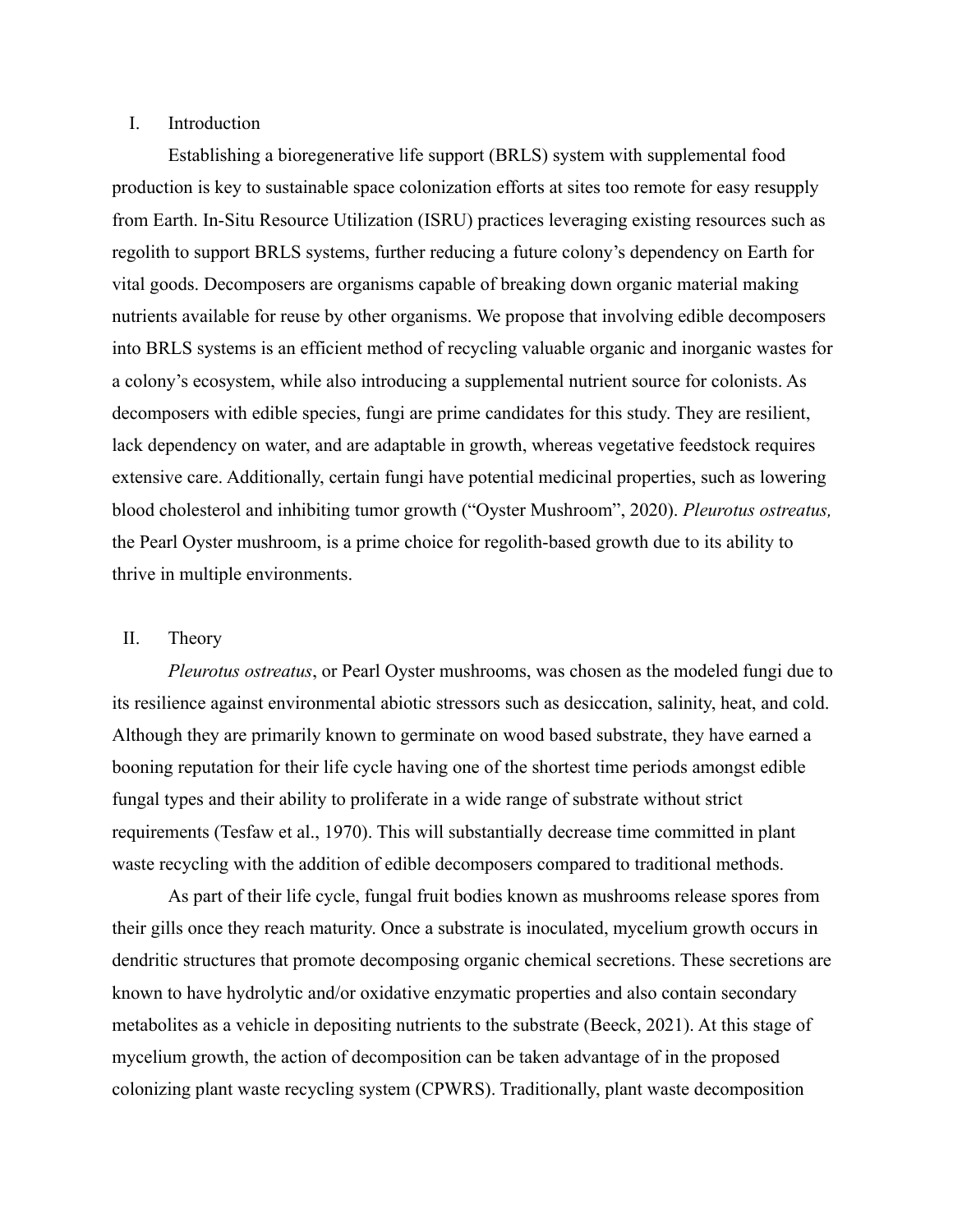## I. Introduction

Establishing a bioregenerative life support (BRLS) system with supplemental food production is key to sustainable space colonization efforts at sites too remote for easy resupply from Earth. In-Situ Resource Utilization (ISRU) practices leveraging existing resources such as regolith to support BRLS systems, further reducing a future colony's dependency on Earth for vital goods. Decomposers are organisms capable of breaking down organic material making nutrients available for reuse by other organisms. We propose that involving edible decomposers into BRLS systems is an efficient method of recycling valuable organic and inorganic wastes for a colony's ecosystem, while also introducing a supplemental nutrient source for colonists. As decomposers with edible species, fungi are prime candidates for this study. They are resilient, lack dependency on water, and are adaptable in growth, whereas vegetative feedstock requires extensive care. Additionally, certain fungi have potential medicinal properties, such as lowering blood cholesterol and inhibiting tumor growth ("Oyster Mushroom", 2020). *Pleurotus ostreatus,* the Pearl Oyster mushroom, is a prime choice for regolith-based growth due to its ability to thrive in multiple environments.

## II. Theory

*Pleurotus ostreatus*, or Pearl Oyster mushrooms, was chosen as the modeled fungi due to its resilience against environmental abiotic stressors such as desiccation, salinity, heat, and cold. Although they are primarily known to germinate on wood based substrate, they have earned a booning reputation for their life cycle having one of the shortest time periods amongst edible fungal types and their ability to proliferate in a wide range of substrate without strict requirements (Tesfaw et al., 1970). This will substantially decrease time committed in plant waste recycling with the addition of edible decomposers compared to traditional methods.

As part of their life cycle, fungal fruit bodies known as mushrooms release spores from their gills once they reach maturity. Once a substrate is inoculated, mycelium growth occurs in dendritic structures that promote decomposing organic chemical secretions. These secretions are known to have hydrolytic and/or oxidative enzymatic properties and also contain secondary metabolites as a vehicle in depositing nutrients to the substrate (Beeck, 2021). At this stage of mycelium growth, the action of decomposition can be taken advantage of in the proposed colonizing plant waste recycling system (CPWRS). Traditionally, plant waste decomposition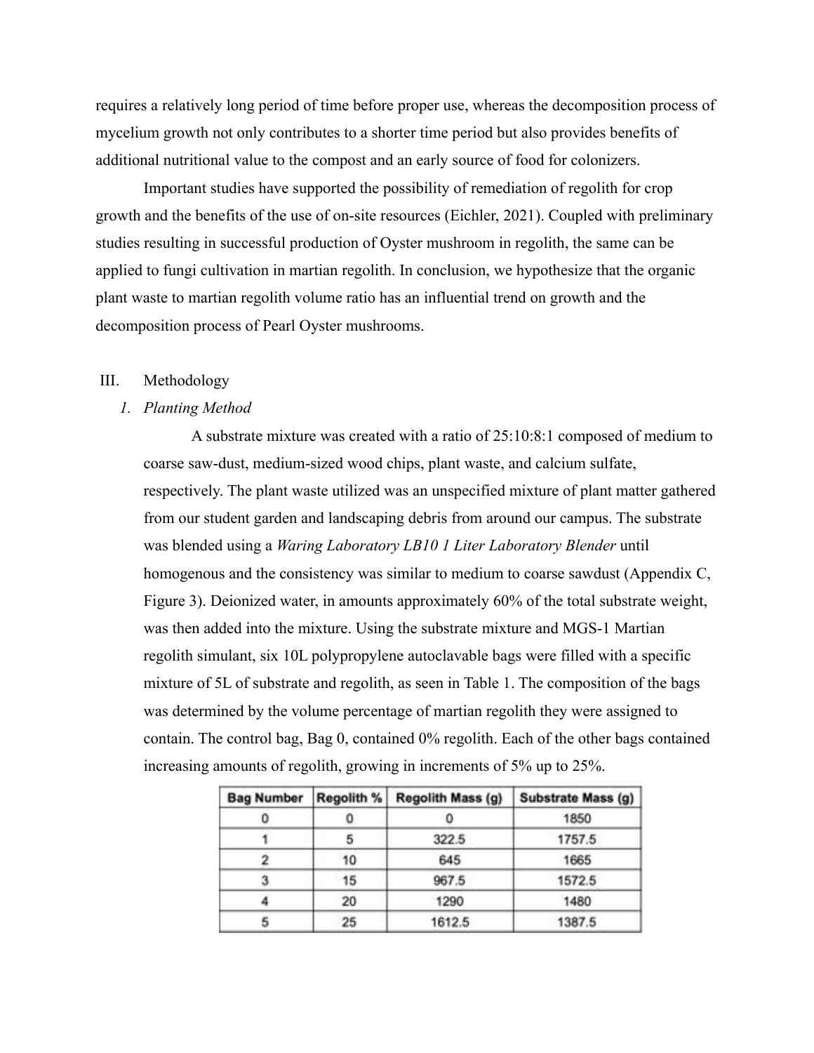requires a relatively long period of time before proper use, whereas the decomposition process of mycelium growth not only contributes to a shorter time period but also provides benefits of additional nutritional value to the compost and an early source of food for colonizers.

Important studies have supported the possibility of remediation of regolith for crop growth and the benefits of the use of on-site resources (Eichler, 2021). Coupled with preliminary studies resulting in successful production of Oyster mushroom in regolith, the same can be applied to fungi cultivation in martian regolith. In conclusion, we hypothesize that the organic plant waste to martian regolith volume ratio has an influential trend on growth and the decomposition process of Pearl Oyster mushrooms.

## III. Methodology

### *1. Planting Method*

A substrate mixture was created with a ratio of 25:10:8:1 composed of medium to coarse saw-dust, medium-sized wood chips, plant waste, and calcium sulfate, respectively. The plant waste utilized was an unspecified mixture of plant matter gathered from our student garden and landscaping debris from around our campus. The substrate was blended using a *Waring Laboratory LB10 1 Liter Laboratory Blender* until homogenous and the consistency was similar to medium to coarse sawdust (Appendix C, Figure 3). Deionized water, in amounts approximately 60% of the total substrate weight, was then added into the mixture. Using the substrate mixture and MGS-1 Martian regolith simulant, six 10L polypropylene autoclavable bags were filled with a specific mixture of 5L of substrate and regolith, as seen in Table 1. The composition of the bags was determined by the volume percentage of martian regolith they were assigned to contain. The control bag, Bag 0, contained 0% regolith. Each of the other bags contained increasing amounts of regolith, growing in increments of 5% up to 25%.

| Bag Number | Regolith % | Regolith Mass (g) | Substrate Mass (g) |
|---|---|---|---|
| 0 | 0 | 0 | 1850 |
| 1 | 5 | 322.5 | 1757.5 |
| 2 | 10 | 645 | 1665 |
| 3 | 15 | 967.5 | 1572.5 |
| 4 | 20 | 1290 | 1480 |
| 5 | 25 | 1612.5 | 1387.5 |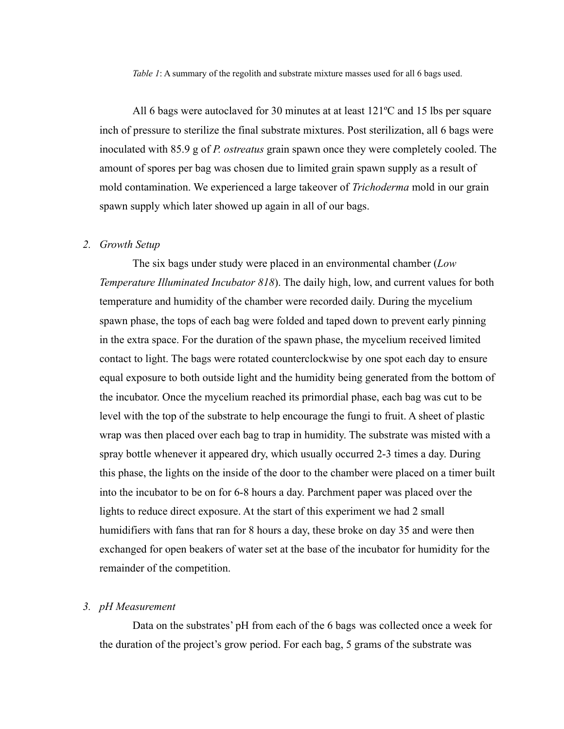*Table 1*: A summary of the regolith and substrate mixture masses used for all 6 bags used.

All 6 bags were autoclaved for 30 minutes at at least 121ºC and 15 lbs per square inch of pressure to sterilize the final substrate mixtures. Post sterilization, all 6 bags were inoculated with 85.9 g of *P. ostreatus* grain spawn once they were completely cooled. The amount of spores per bag was chosen due to limited grain spawn supply as a result of mold contamination. We experienced a large takeover of *Trichoderma* mold in our grain spawn supply which later showed up again in all of our bags.

2. *Growth Setup*

The six bags under study were placed in an environmental chamber (*Low Temperature Illuminated Incubator 818*). The daily high, low, and current values for both temperature and humidity of the chamber were recorded daily. During the mycelium spawn phase, the tops of each bag were folded and taped down to prevent early pinning in the extra space. For the duration of the spawn phase, the mycelium received limited contact to light. The bags were rotated counterclockwise by one spot each day to ensure equal exposure to both outside light and the humidity being generated from the bottom of the incubator. Once the mycelium reached its primordial phase, each bag was cut to be level with the top of the substrate to help encourage the fungi to fruit. A sheet of plastic wrap was then placed over each bag to trap in humidity. The substrate was misted with a spray bottle whenever it appeared dry, which usually occurred 2-3 times a day. During this phase, the lights on the inside of the door to the chamber were placed on a timer built into the incubator to be on for 6-8 hours a day. Parchment paper was placed over the lights to reduce direct exposure. At the start of this experiment we had 2 small humidifiers with fans that ran for 8 hours a day, these broke on day 35 and were then exchanged for open beakers of water set at the base of the incubator for humidity for the remainder of the competition.

3. *pH Measurement*

Data on the substrates' pH from each of the 6 bags was collected once a week for the duration of the project's grow period. For each bag, 5 grams of the substrate was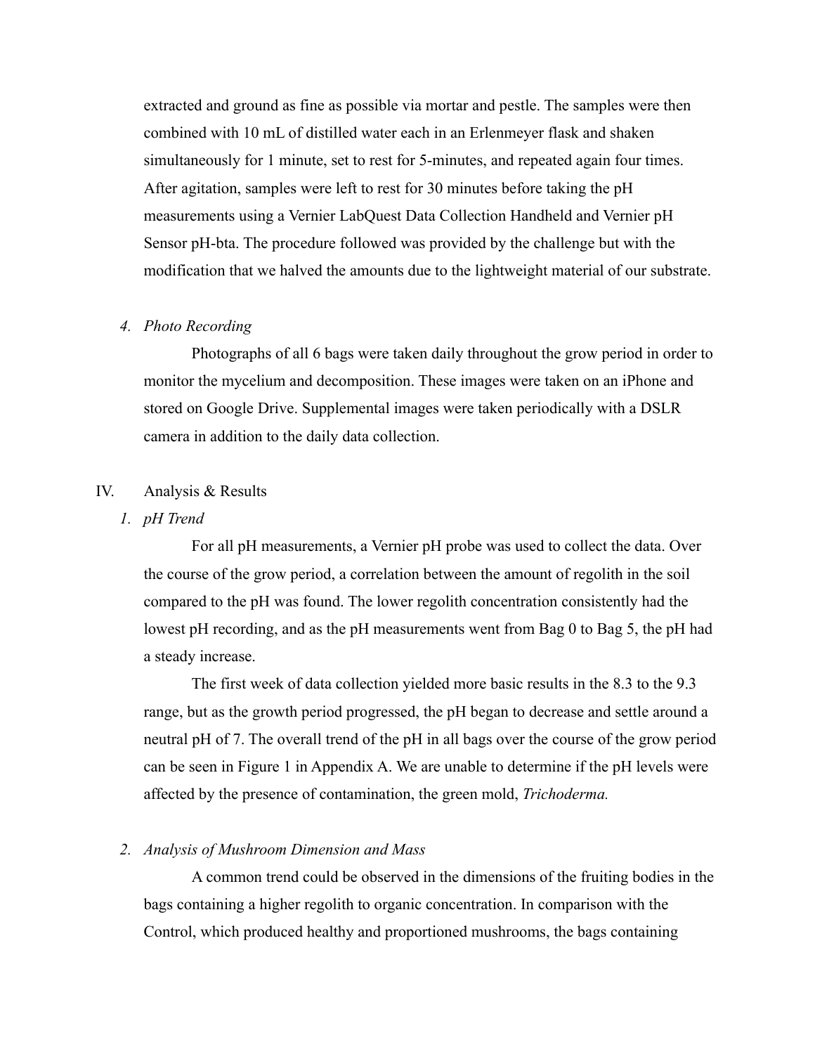extracted and ground as fine as possible via mortar and pestle. The samples were then combined with 10 mL of distilled water each in an Erlenmeyer flask and shaken simultaneously for 1 minute, set to rest for 5-minutes, and repeated again four times. After agitation, samples were left to rest for 30 minutes before taking the pH measurements using a Vernier LabQuest Data Collection Handheld and Vernier pH Sensor pH-bta. The procedure followed was provided by the challenge but with the modification that we halved the amounts due to the lightweight material of our substrate.

### 4. *Photo Recording*

Photographs of all 6 bags were taken daily throughout the grow period in order to monitor the mycelium and decomposition. These images were taken on an iPhone and stored on Google Drive. Supplemental images were taken periodically with a DSLR camera in addition to the daily data collection.

## IV. Analysis & Results

### 1. *pH Trend*

For all pH measurements, a Vernier pH probe was used to collect the data. Over the course of the grow period, a correlation between the amount of regolith in the soil compared to the pH was found. The lower regolith concentration consistently had the lowest pH recording, and as the pH measurements went from Bag 0 to Bag 5, the pH had a steady increase.

The first week of data collection yielded more basic results in the 8.3 to the 9.3 range, but as the growth period progressed, the pH began to decrease and settle around a neutral pH of 7. The overall trend of the pH in all bags over the course of the grow period can be seen in Figure 1 in Appendix A. We are unable to determine if the pH levels were affected by the presence of contamination, the green mold, *Trichoderma.*

### 2. *Analysis of Mushroom Dimension and Mass*

A common trend could be observed in the dimensions of the fruiting bodies in the bags containing a higher regolith to organic concentration. In comparison with the Control, which produced healthy and proportioned mushrooms, the bags containing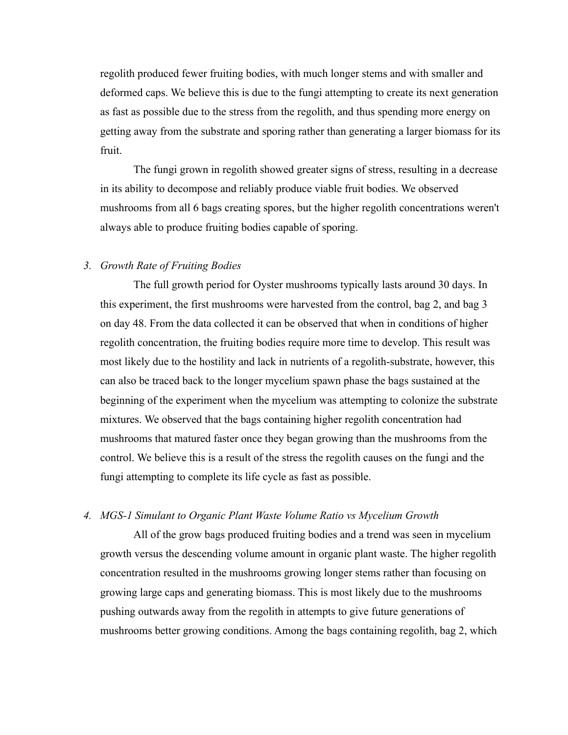regolith produced fewer fruiting bodies, with much longer stems and with smaller and deformed caps. We believe this is due to the fungi attempting to create its next generation as fast as possible due to the stress from the regolith, and thus spending more energy on getting away from the substrate and sporing rather than generating a larger biomass for its fruit.

The fungi grown in regolith showed greater signs of stress, resulting in a decrease in its ability to decompose and reliably produce viable fruit bodies. We observed mushrooms from all 6 bags creating spores, but the higher regolith concentrations weren't always able to produce fruiting bodies capable of sporing.

3. *Growth Rate of Fruiting Bodies*

The full growth period for Oyster mushrooms typically lasts around 30 days. In this experiment, the first mushrooms were harvested from the control, bag 2, and bag 3 on day 48. From the data collected it can be observed that when in conditions of higher regolith concentration, the fruiting bodies require more time to develop. This result was most likely due to the hostility and lack in nutrients of a regolith-substrate, however, this can also be traced back to the longer mycelium spawn phase the bags sustained at the beginning of the experiment when the mycelium was attempting to colonize the substrate mixtures. We observed that the bags containing higher regolith concentration had mushrooms that matured faster once they began growing than the mushrooms from the control. We believe this is a result of the stress the regolith causes on the fungi and the fungi attempting to complete its life cycle as fast as possible.

4. *MGS-1 Simulant to Organic Plant Waste Volume Ratio vs Mycelium Growth*

All of the grow bags produced fruiting bodies and a trend was seen in mycelium growth versus the descending volume amount in organic plant waste. The higher regolith concentration resulted in the mushrooms growing longer stems rather than focusing on growing large caps and generating biomass. This is most likely due to the mushrooms pushing outwards away from the regolith in attempts to give future generations of mushrooms better growing conditions. Among the bags containing regolith, bag 2, which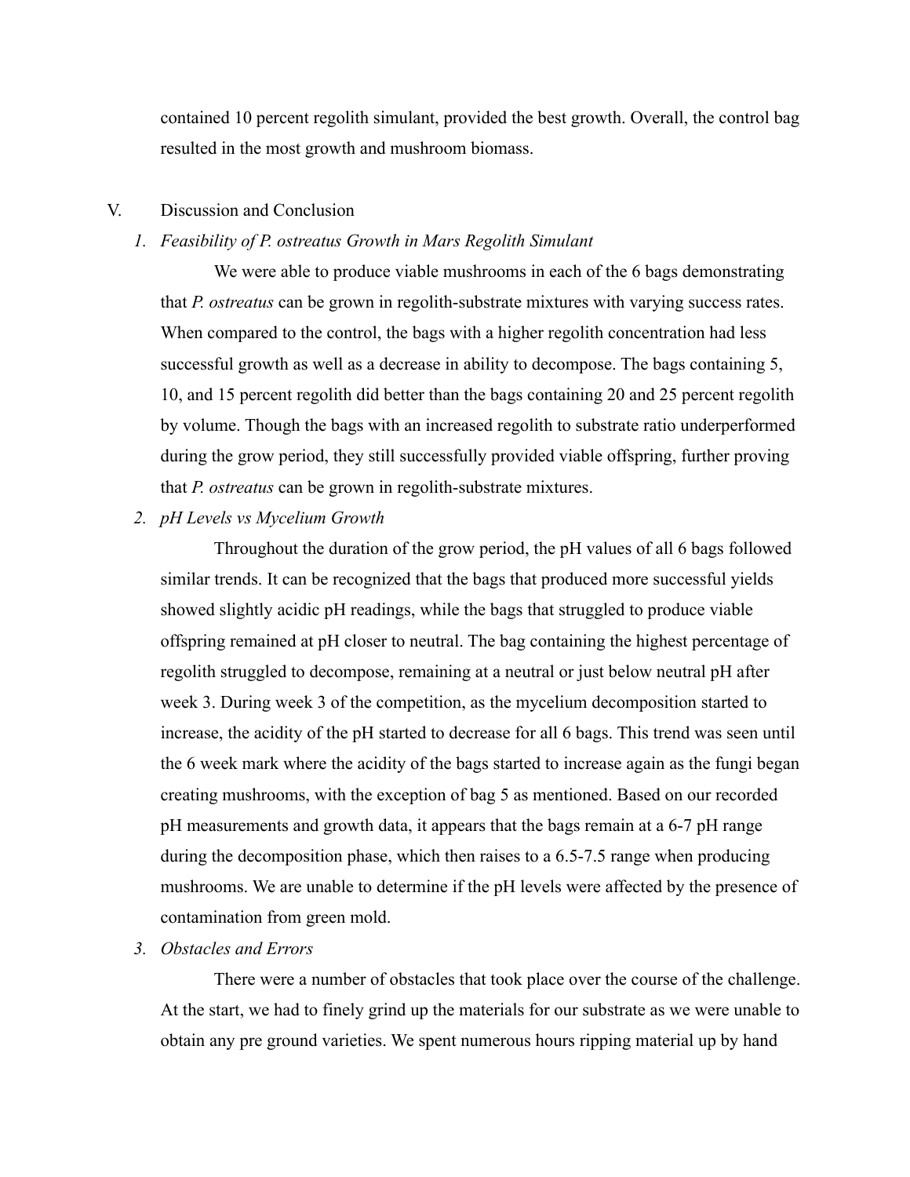contained 10 percent regolith simulant, provided the best growth. Overall, the control bag resulted in the most growth and mushroom biomass.

## V. Discussion and Conclusion

### 1. *Feasibility of P. ostreatus Growth in Mars Regolith Simulant*

We were able to produce viable mushrooms in each of the 6 bags demonstrating that *P. ostreatus* can be grown in regolith-substrate mixtures with varying success rates. When compared to the control, the bags with a higher regolith concentration had less successful growth as well as a decrease in ability to decompose. The bags containing 5, 10, and 15 percent regolith did better than the bags containing 20 and 25 percent regolith by volume. Though the bags with an increased regolith to substrate ratio underperformed during the grow period, they still successfully provided viable offspring, further proving that *P. ostreatus* can be grown in regolith-substrate mixtures.

### 2. *pH Levels vs Mycelium Growth*

Throughout the duration of the grow period, the pH values of all 6 bags followed similar trends. It can be recognized that the bags that produced more successful yields showed slightly acidic pH readings, while the bags that struggled to produce viable offspring remained at pH closer to neutral. The bag containing the highest percentage of regolith struggled to decompose, remaining at a neutral or just below neutral pH after week 3. During week 3 of the competition, as the mycelium decomposition started to increase, the acidity of the pH started to decrease for all 6 bags. This trend was seen until the 6 week mark where the acidity of the bags started to increase again as the fungi began creating mushrooms, with the exception of bag 5 as mentioned. Based on our recorded pH measurements and growth data, it appears that the bags remain at a 6-7 pH range during the decomposition phase, which then raises to a 6.5-7.5 range when producing mushrooms. We are unable to determine if the pH levels were affected by the presence of contamination from green mold.

### 3. *Obstacles and Errors*

There were a number of obstacles that took place over the course of the challenge. At the start, we had to finely grind up the materials for our substrate as we were unable to obtain any pre ground varieties. We spent numerous hours ripping material up by hand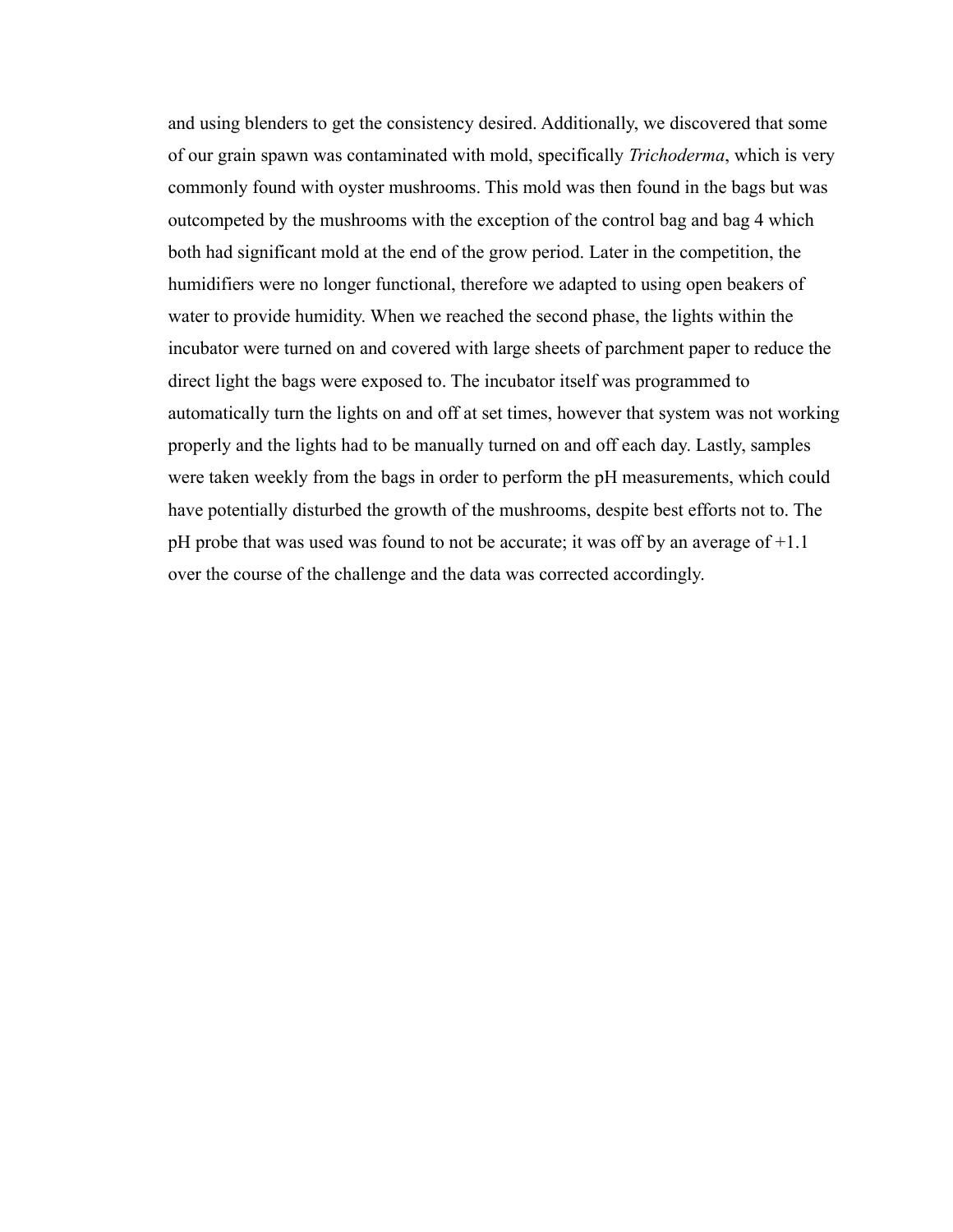and using blenders to get the consistency desired. Additionally, we discovered that some of our grain spawn was contaminated with mold, specifically *Trichoderma*, which is very commonly found with oyster mushrooms. This mold was then found in the bags but was outcompeted by the mushrooms with the exception of the control bag and bag 4 which both had significant mold at the end of the grow period. Later in the competition, the humidifiers were no longer functional, therefore we adapted to using open beakers of water to provide humidity. When we reached the second phase, the lights within the incubator were turned on and covered with large sheets of parchment paper to reduce the direct light the bags were exposed to. The incubator itself was programmed to automatically turn the lights on and off at set times, however that system was not working properly and the lights had to be manually turned on and off each day. Lastly, samples were taken weekly from the bags in order to perform the pH measurements, which could have potentially disturbed the growth of the mushrooms, despite best efforts not to. The pH probe that was used was found to not be accurate; it was off by an average of +1.1 over the course of the challenge and the data was corrected accordingly.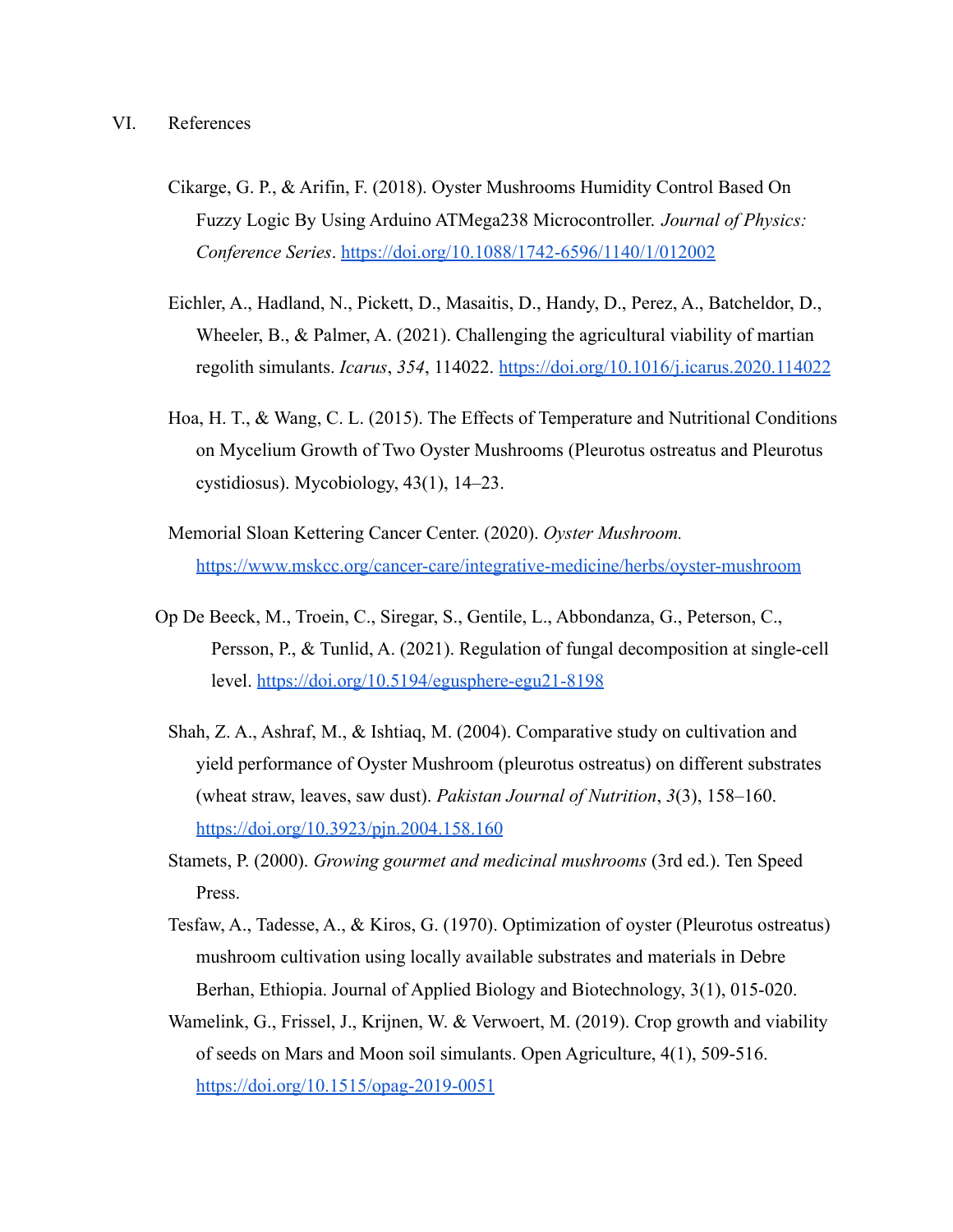## VI. References

Cikarge, G. P., & Arifin, F. (2018). Oyster Mushrooms Humidity Control Based On Fuzzy Logic By Using Arduino ATMega238 Microcontroller. *Journal of Physics: Conference Series*. https://doi.org/10.1088/1742-6596/1140/1/012002

Eichler, A., Hadland, N., Pickett, D., Masaitis, D., Handy, D., Perez, A., Batcheldor, D., Wheeler, B., & Palmer, A. (2021). Challenging the agricultural viability of martian regolith simulants. *Icarus*, *354*, 114022. https://doi.org/10.1016/j.icarus.2020.114022

Hoa, H. T., & Wang, C. L. (2015). The Effects of Temperature and Nutritional Conditions on Mycelium Growth of Two Oyster Mushrooms (Pleurotus ostreatus and Pleurotus cystidiosus). Mycobiology, 43(1), 14–23.

Memorial Sloan Kettering Cancer Center. (2020). *Oyster Mushroom.* https://www.mskcc.org/cancer-care/integrative-medicine/herbs/oyster-mushroom

Op De Beeck, M., Troein, C., Siregar, S., Gentile, L., Abbondanza, G., Peterson, C., Persson, P., & Tunlid, A. (2021). Regulation of fungal decomposition at single-cell level. https://doi.org/10.5194/egusphere-egu21-8198

Shah, Z. A., Ashraf, M., & Ishtiaq, M. (2004). Comparative study on cultivation and yield performance of Oyster Mushroom (pleurotus ostreatus) on different substrates (wheat straw, leaves, saw dust). *Pakistan Journal of Nutrition*, *3*(3), 158–160. https://doi.org/10.3923/pjn.2004.158.160

Stamets, P. (2000). *Growing gourmet and medicinal mushrooms* (3rd ed.). Ten Speed Press.

Tesfaw, A., Tadesse, A., & Kiros, G. (1970). Optimization of oyster (Pleurotus ostreatus) mushroom cultivation using locally available substrates and materials in Debre Berhan, Ethiopia. Journal of Applied Biology and Biotechnology, 3(1), 015-020.

Wamelink, G., Frissel, J., Krijnen, W. & Verwoert, M. (2019). Crop growth and viability of seeds on Mars and Moon soil simulants. Open Agriculture, 4(1), 509-516. https://doi.org/10.1515/opag-2019-0051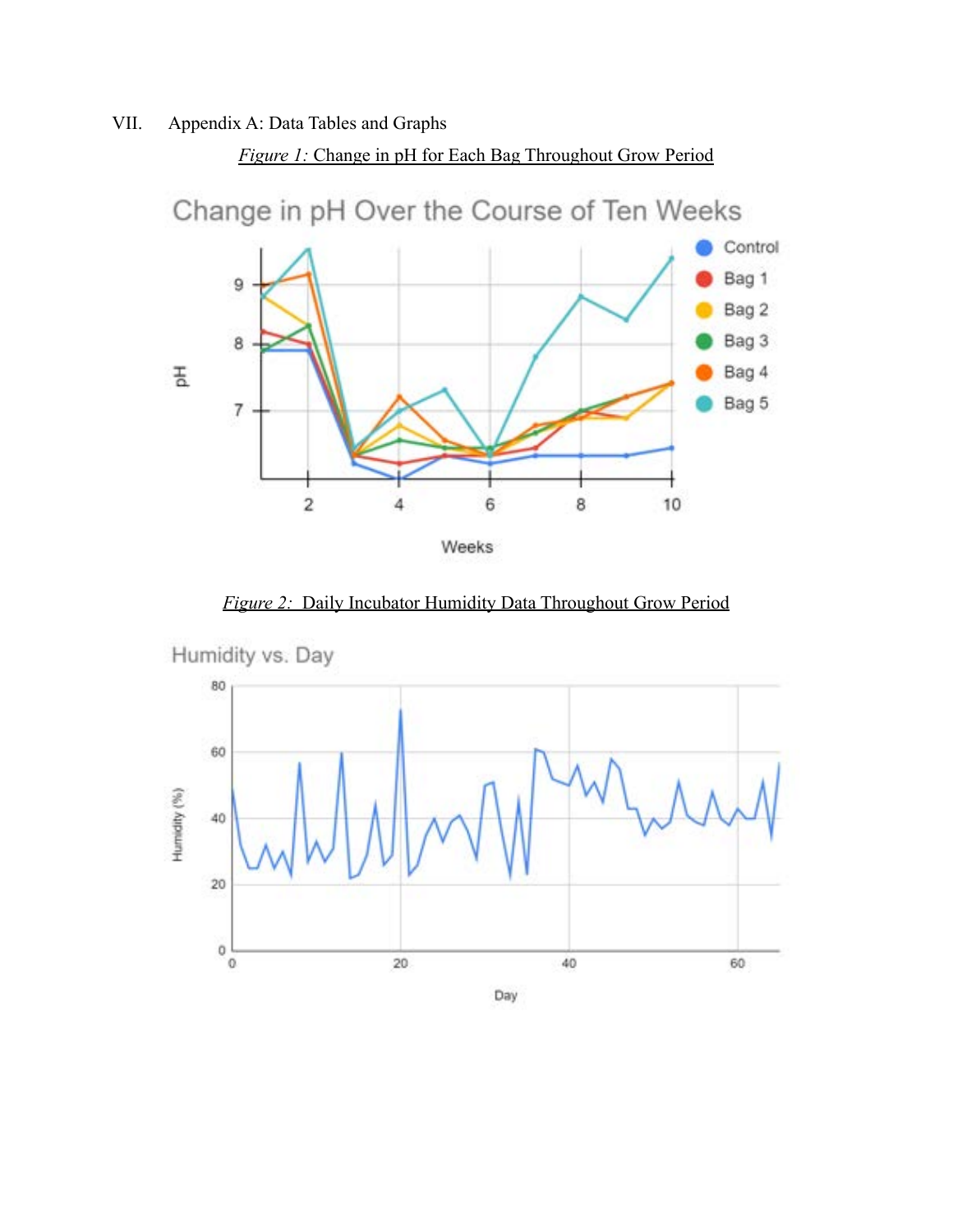VII. Appendix A: Data Tables and Graphs

*Figure 1:* Change in pH for Each Bag Throughout Grow Period

Change in pH Over the Course of Ten Weeks

pH

9

8

7

2

4

6

8

10

Weeks

Control

Bag 1

Bag 2

Bag 3

Bag 4

Bag 5

*Figure 2:* Daily Incubator Humidity Data Throughout Grow Period

Humidity vs. Day

Humidity (%)

80

60

40

20

0

0

20

40

60

Day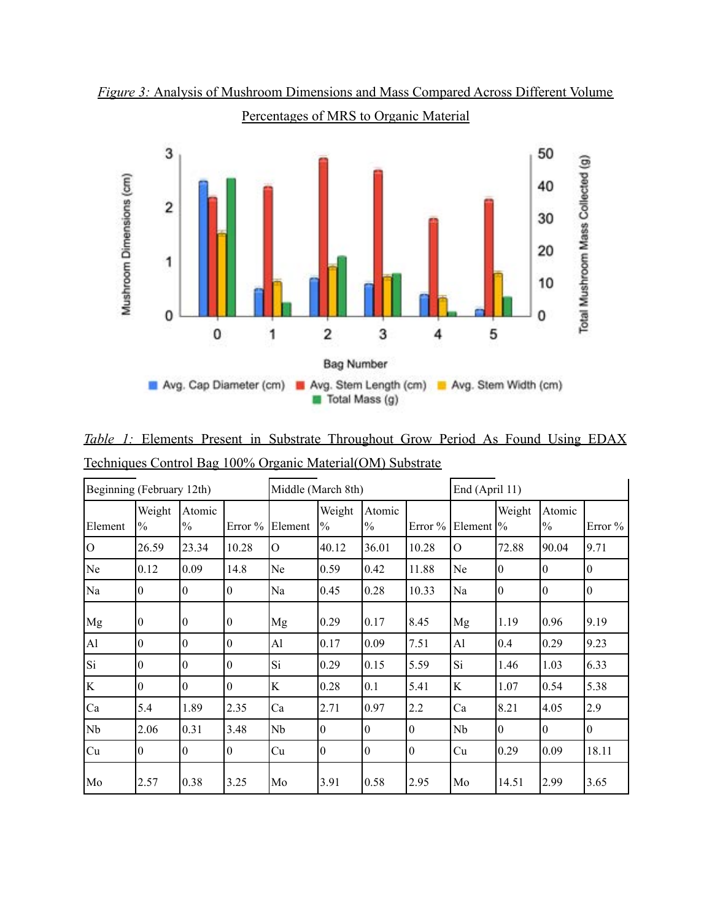*Figure 3:* Analysis of Mushroom Dimensions and Mass Compared Across Different Volume Percentages of MRS to Organic Material

Mushroom Dimensions (cm)

3
2
1
0

50
40
30
20
10
0

Total Mushroom Mass Collected (g)

0 1 2 3 4 5

Bag Number

Avg. Cap Diameter (cm) Avg. Stem Length (cm) Avg. Stem Width (cm) Total Mass (g)

*Table 1:* Elements Present in Substrate Throughout Grow Period As Found Using EDAX Techniques Control Bag 100% Organic Material(OM) Substrate

| Beginning (February 12th) | | | | Middle (March 8th) | | | | End (April 11) | | | |
|---|---|---|---|---|---|---|---|---|---|---|---|
| Element | Weight % | Atomic % | Error % | Element | Weight % | Atomic % | Error % | Element | Weight % | Atomic % | Error % |
| O | 26.59 | 23.34 | 10.28 | O | 40.12 | 36.01 | 10.28 | O | 72.88 | 90.04 | 9.71 |
| Ne | 0.12 | 0.09 | 14.8 | Ne | 0.59 | 0.42 | 11.88 | Ne | 0 | 0 | 0 |
| Na | 0 | 0 | 0 | Na | 0.45 | 0.28 | 10.33 | Na | 0 | 0 | 0 |
| Mg | 0 | 0 | 0 | Mg | 0.29 | 0.17 | 8.45 | Mg | 1.19 | 0.96 | 9.19 |
| Al | 0 | 0 | 0 | Al | 0.17 | 0.09 | 7.51 | Al | 0.4 | 0.29 | 9.23 |
| Si | 0 | 0 | 0 | Si | 0.29 | 0.15 | 5.59 | Si | 1.46 | 1.03 | 6.33 |
| K | 0 | 0 | 0 | K | 0.28 | 0.1 | 5.41 | K | 1.07 | 0.54 | 5.38 |
| Ca | 5.4 | 1.89 | 2.35 | Ca | 2.71 | 0.97 | 2.2 | Ca | 8.21 | 4.05 | 2.9 |
| Nb | 2.06 | 0.31 | 3.48 | Nb | 0 | 0 | 0 | Nb | 0 | 0 | 0 |
| Cu | 0 | 0 | 0 | Cu | 0 | 0 | 0 | Cu | 0.29 | 0.09 | 18.11 |
| Mo | 2.57 | 0.38 | 3.25 | Mo | 3.91 | 0.58 | 2.95 | Mo | 14.51 | 2.99 | 3.65 |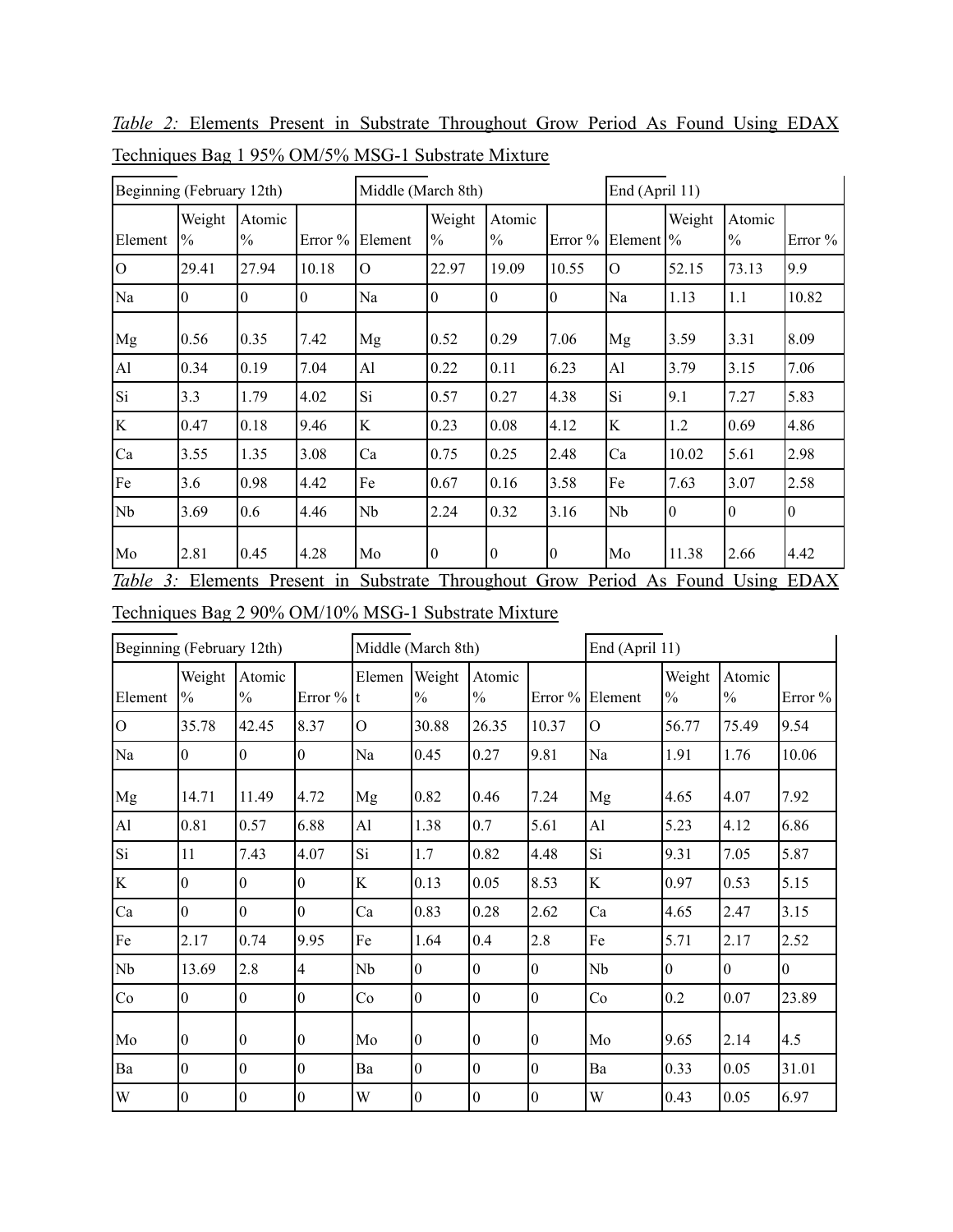*Table 2:* Elements Present in Substrate Throughout Grow Period As Found Using EDAX Techniques Bag 1 95% OM/5% MSG-1 Substrate Mixture

| Beginning (February 12th) | | | | Middle (March 8th) | | | | End (April 11) | | | |
|---|---|---|---|---|---|---|---|---|---|---|---|
| Element | Weight % | Atomic % | Error % | Element | Weight % | Atomic % | Error % | Element | Weight % | Atomic % | Error % |
| O | 29.41 | 27.94 | 10.18 | O | 22.97 | 19.09 | 10.55 | O | 52.15 | 73.13 | 9.9 |
| Na | 0 | 0 | 0 | Na | 0 | 0 | 0 | Na | 1.13 | 1.1 | 10.82 |
| Mg | 0.56 | 0.35 | 7.42 | Mg | 0.52 | 0.29 | 7.06 | Mg | 3.59 | 3.31 | 8.09 |
| Al | 0.34 | 0.19 | 7.04 | Al | 0.22 | 0.11 | 6.23 | Al | 3.79 | 3.15 | 7.06 |
| Si | 3.3 | 1.79 | 4.02 | Si | 0.57 | 0.27 | 4.38 | Si | 9.1 | 7.27 | 5.83 |
| K | 0.47 | 0.18 | 9.46 | K | 0.23 | 0.08 | 4.12 | K | 1.2 | 0.69 | 4.86 |
| Ca | 3.55 | 1.35 | 3.08 | Ca | 0.75 | 0.25 | 2.48 | Ca | 10.02 | 5.61 | 2.98 |
| Fe | 3.6 | 0.98 | 4.42 | Fe | 0.67 | 0.16 | 3.58 | Fe | 7.63 | 3.07 | 2.58 |
| Nb | 3.69 | 0.6 | 4.46 | Nb | 2.24 | 0.32 | 3.16 | Nb | 0 | 0 | 0 |
| Mo | 2.81 | 0.45 | 4.28 | Mo | 0 | 0 | 0 | Mo | 11.38 | 2.66 | 4.42 |

*Table 3:* Elements Present in Substrate Throughout Grow Period As Found Using EDAX Techniques Bag 2 90% OM/10% MSG-1 Substrate Mixture

| Beginning (February 12th) | | | | Middle (March 8th) | | | | End (April 11) | | | |
|---|---|---|---|---|---|---|---|---|---|---|---|
| Element | Weight % | Atomic % | Error % | Element | Weight % | Atomic % | Error % | Element | Weight % | Atomic % | Error % |
| O | 35.78 | 42.45 | 8.37 | O | 30.88 | 26.35 | 10.37 | O | 56.77 | 75.49 | 9.54 |
| Na | 0 | 0 | 0 | Na | 0.45 | 0.27 | 9.81 | Na | 1.91 | 1.76 | 10.06 |
| Mg | 14.71 | 11.49 | 4.72 | Mg | 0.82 | 0.46 | 7.24 | Mg | 4.65 | 4.07 | 7.92 |
| Al | 0.81 | 0.57 | 6.88 | Al | 1.38 | 0.7 | 5.61 | Al | 5.23 | 4.12 | 6.86 |
| Si | 11 | 7.43 | 4.07 | Si | 1.7 | 0.82 | 4.48 | Si | 9.31 | 7.05 | 5.87 |
| K | 0 | 0 | 0 | K | 0.13 | 0.05 | 8.53 | K | 0.97 | 0.53 | 5.15 |
| Ca | 0 | 0 | 0 | Ca | 0.83 | 0.28 | 2.62 | Ca | 4.65 | 2.47 | 3.15 |
| Fe | 2.17 | 0.74 | 9.95 | Fe | 1.64 | 0.4 | 2.8 | Fe | 5.71 | 2.17 | 2.52 |
| Nb | 13.69 | 2.8 | 4 | Nb | 0 | 0 | 0 | Nb | 0 | 0 | 0 |
| Co | 0 | 0 | 0 | Co | 0 | 0 | 0 | Co | 0.2 | 0.07 | 23.89 |
| Mo | 0 | 0 | 0 | Mo | 0 | 0 | 0 | Mo | 9.65 | 2.14 | 4.5 |
| Ba | 0 | 0 | 0 | Ba | 0 | 0 | 0 | Ba | 0.33 | 0.05 | 31.01 |
| W | 0 | 0 | 0 | W | 0 | 0 | 0 | W | 0.43 | 0.05 | 6.97 |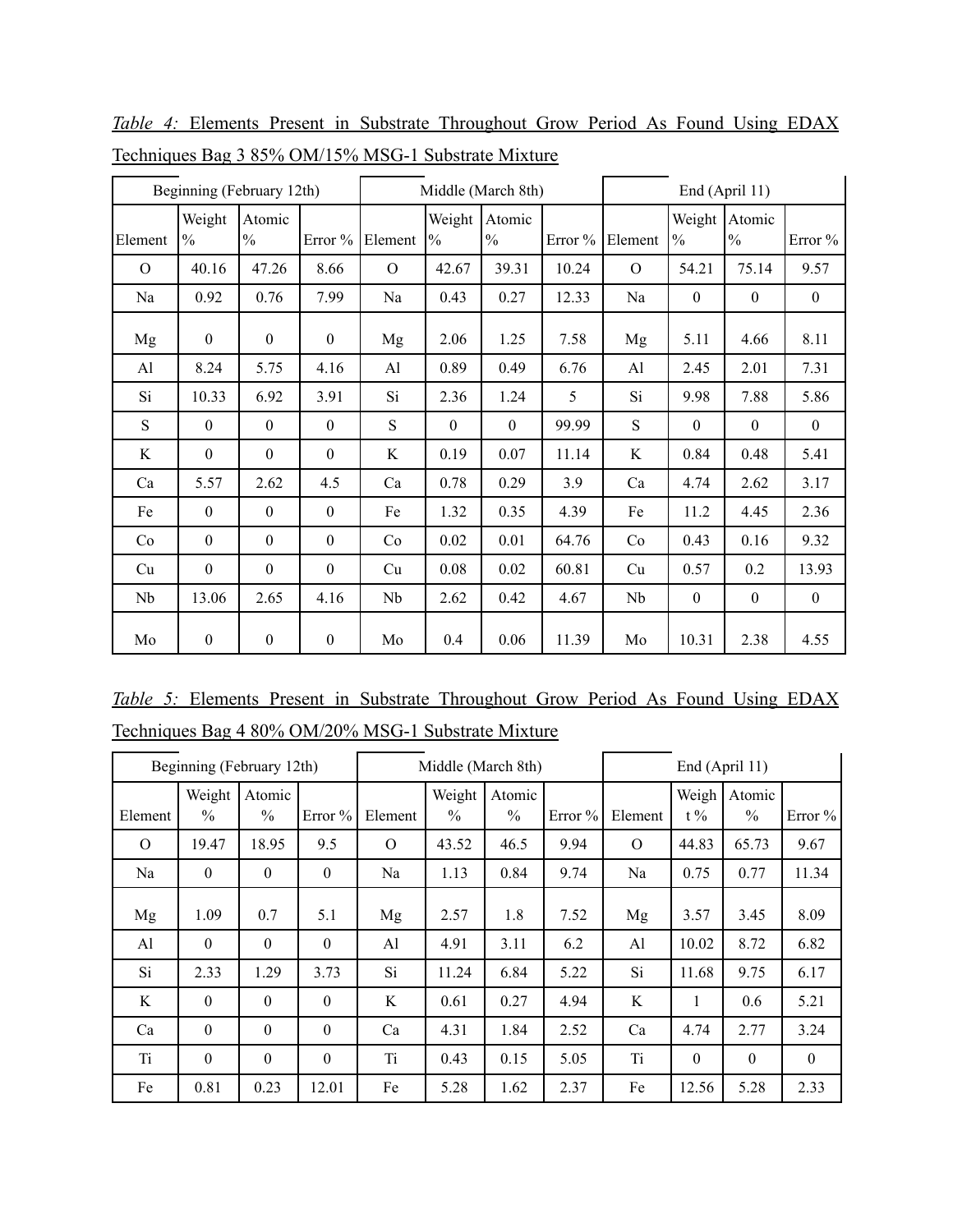*Table 4:* Elements Present in Substrate Throughout Grow Period As Found Using EDAX Techniques Bag 3 85% OM/15% MSG-1 Substrate Mixture

| Beginning (February 12th) | | | | Middle (March 8th) | | | | End (April 11) | | | |
|---|---|---|---|---|---|---|---|---|---|---|---|
| Element | Weight % | Atomic % | Error % | Element | Weight % | Atomic % | Error % | Element | Weight % | Atomic % | Error % |
| O | 40.16 | 47.26 | 8.66 | O | 42.67 | 39.31 | 10.24 | O | 54.21 | 75.14 | 9.57 |
| Na | 0.92 | 0.76 | 7.99 | Na | 0.43 | 0.27 | 12.33 | Na | 0 | 0 | 0 |
| Mg | 0 | 0 | 0 | Mg | 2.06 | 1.25 | 7.58 | Mg | 5.11 | 4.66 | 8.11 |
| Al | 8.24 | 5.75 | 4.16 | Al | 0.89 | 0.49 | 6.76 | Al | 2.45 | 2.01 | 7.31 |
| Si | 10.33 | 6.92 | 3.91 | Si | 2.36 | 1.24 | 5 | Si | 9.98 | 7.88 | 5.86 |
| S | 0 | 0 | 0 | S | 0 | 0 | 99.99 | S | 0 | 0 | 0 |
| K | 0 | 0 | 0 | K | 0.19 | 0.07 | 11.14 | K | 0.84 | 0.48 | 5.41 |
| Ca | 5.57 | 2.62 | 4.5 | Ca | 0.78 | 0.29 | 3.9 | Ca | 4.74 | 2.62 | 3.17 |
| Fe | 0 | 0 | 0 | Fe | 1.32 | 0.35 | 4.39 | Fe | 11.2 | 4.45 | 2.36 |
| Co | 0 | 0 | 0 | Co | 0.02 | 0.01 | 64.76 | Co | 0.43 | 0.16 | 9.32 |
| Cu | 0 | 0 | 0 | Cu | 0.08 | 0.02 | 60.81 | Cu | 0.57 | 0.2 | 13.93 |
| Nb | 13.06 | 2.65 | 4.16 | Nb | 2.62 | 0.42 | 4.67 | Nb | 0 | 0 | 0 |
| Mo | 0 | 0 | 0 | Mo | 0.4 | 0.06 | 11.39 | Mo | 10.31 | 2.38 | 4.55 |

*Table 5:* Elements Present in Substrate Throughout Grow Period As Found Using EDAX Techniques Bag 4 80% OM/20% MSG-1 Substrate Mixture

| Beginning (February 12th) | | | | Middle (March 8th) | | | | End (April 11) | | | |
|---|---|---|---|---|---|---|---|---|---|---|---|
| Element | Weight % | Atomic % | Error % | Element | Weight % | Atomic % | Error % | Element | Weight % | Atomic % | Error % |
| O | 19.47 | 18.95 | 9.5 | O | 43.52 | 46.5 | 9.94 | O | 44.83 | 65.73 | 9.67 |
| Na | 0 | 0 | 0 | Na | 1.13 | 0.84 | 9.74 | Na | 0.75 | 0.77 | 11.34 |
| Mg | 1.09 | 0.7 | 5.1 | Mg | 2.57 | 1.8 | 7.52 | Mg | 3.57 | 3.45 | 8.09 |
| Al | 0 | 0 | 0 | Al | 4.91 | 3.11 | 6.2 | Al | 10.02 | 8.72 | 6.82 |
| Si | 2.33 | 1.29 | 3.73 | Si | 11.24 | 6.84 | 5.22 | Si | 11.68 | 9.75 | 6.17 |
| K | 0 | 0 | 0 | K | 0.61 | 0.27 | 4.94 | K | 1 | 0.6 | 5.21 |
| Ca | 0 | 0 | 0 | Ca | 4.31 | 1.84 | 2.52 | Ca | 4.74 | 2.77 | 3.24 |
| Ti | 0 | 0 | 0 | Ti | 0.43 | 0.15 | 5.05 | Ti | 0 | 0 | 0 |
| Fe | 0.81 | 0.23 | 12.01 | Fe | 5.28 | 1.62 | 2.37 | Fe | 12.56 | 5.28 | 2.33 |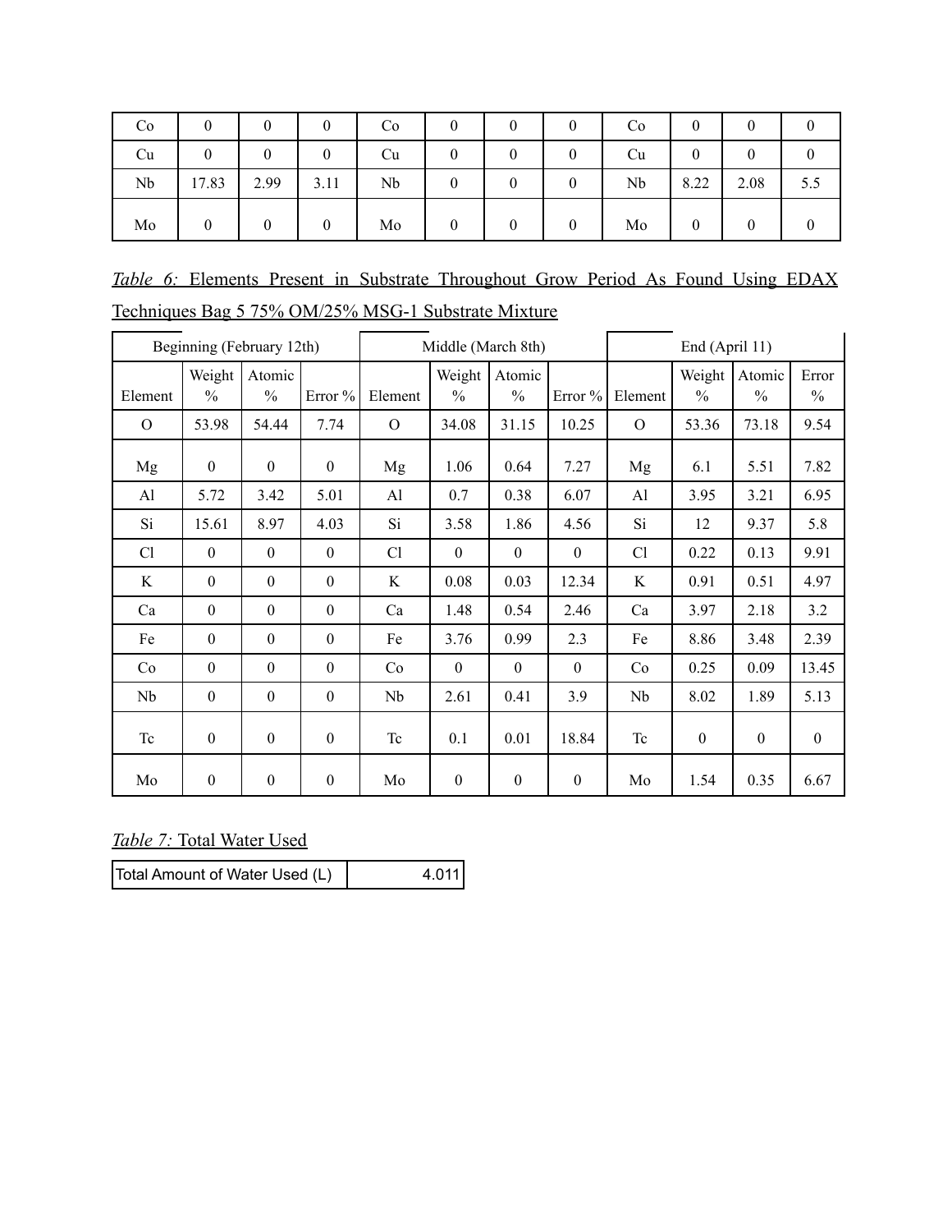| | | | | | | | | | | | |
|---|---|---|---|---|---|---|---|---|---|---|---|
| Co | 0 | 0 | 0 | Co | 0 | 0 | 0 | Co | 0 | 0 | 0 |
| Cu | 0 | 0 | 0 | Cu | 0 | 0 | 0 | Cu | 0 | 0 | 0 |
| Nb | 17.83 | 2.99 | 3.11 | Nb | 0 | 0 | 0 | Nb | 8.22 | 2.08 | 5.5 |
| Mo | 0 | 0 | 0 | Mo | 0 | 0 | 0 | Mo | 0 | 0 | 0 |

*Table 6:* Elements Present in Substrate Throughout Grow Period As Found Using EDAX Techniques Bag 5 75% OM/25% MSG-1 Substrate Mixture

| Beginning (February 12th) | | | | Middle (March 8th) | | | | End (April 11) | | | |
|---|---|---|---|---|---|---|---|---|---|---|---|
| Element | Weight % | Atomic % | Error % | Element | Weight % | Atomic % | Error % | Element | Weight % | Atomic % | Error % |
| O | 53.98 | 54.44 | 7.74 | O | 34.08 | 31.15 | 10.25 | O | 53.36 | 73.18 | 9.54 |
| Mg | 0 | 0 | 0 | Mg | 1.06 | 0.64 | 7.27 | Mg | 6.1 | 5.51 | 7.82 |
| Al | 5.72 | 3.42 | 5.01 | Al | 0.7 | 0.38 | 6.07 | Al | 3.95 | 3.21 | 6.95 |
| Si | 15.61 | 8.97 | 4.03 | Si | 3.58 | 1.86 | 4.56 | Si | 12 | 9.37 | 5.8 |
| Cl | 0 | 0 | 0 | Cl | 0 | 0 | 0 | Cl | 0.22 | 0.13 | 9.91 |
| K | 0 | 0 | 0 | K | 0.08 | 0.03 | 12.34 | K | 0.91 | 0.51 | 4.97 |
| Ca | 0 | 0 | 0 | Ca | 1.48 | 0.54 | 2.46 | Ca | 3.97 | 2.18 | 3.2 |
| Fe | 0 | 0 | 0 | Fe | 3.76 | 0.99 | 2.3 | Fe | 8.86 | 3.48 | 2.39 |
| Co | 0 | 0 | 0 | Co | 0 | 0 | 0 | Co | 0.25 | 0.09 | 13.45 |
| Nb | 0 | 0 | 0 | Nb | 2.61 | 0.41 | 3.9 | Nb | 8.02 | 1.89 | 5.13 |
| Tc | 0 | 0 | 0 | Tc | 0.1 | 0.01 | 18.84 | Tc | 0 | 0 | 0 |
| Mo | 0 | 0 | 0 | Mo | 0 | 0 | 0 | Mo | 1.54 | 0.35 | 6.67 |

*Table 7:* Total Water Used

| | |
|---|---|
| Total Amount of Water Used (L) | 4.011 |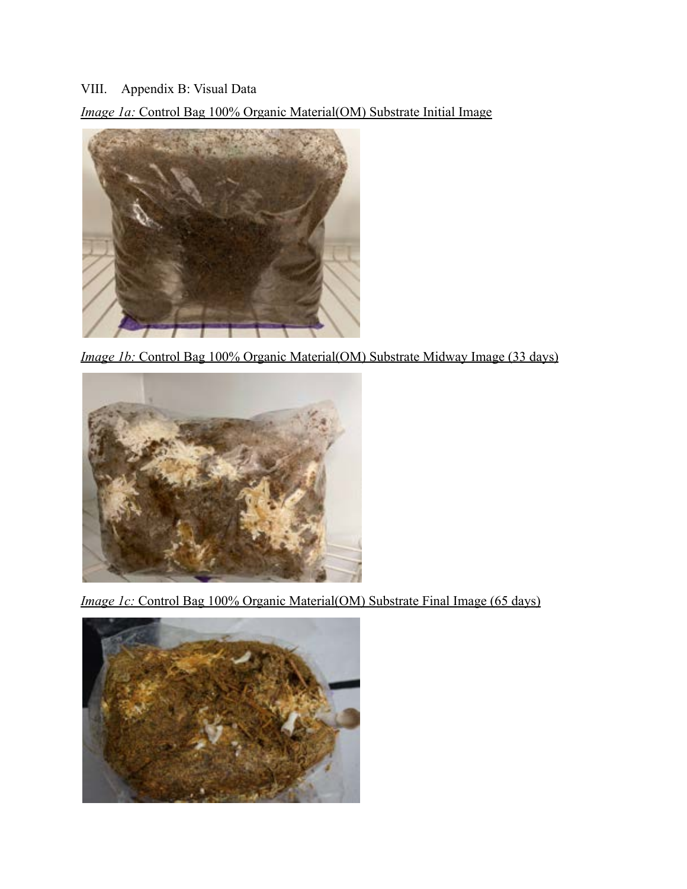VIII. Appendix B: Visual Data

*Image 1a:* Control Bag 100% Organic Material(OM) Substrate Initial Image

*Image 1b:* Control Bag 100% Organic Material(OM) Substrate Midway Image (33 days)

*Image 1c:* Control Bag 100% Organic Material(OM) Substrate Final Image (65 days)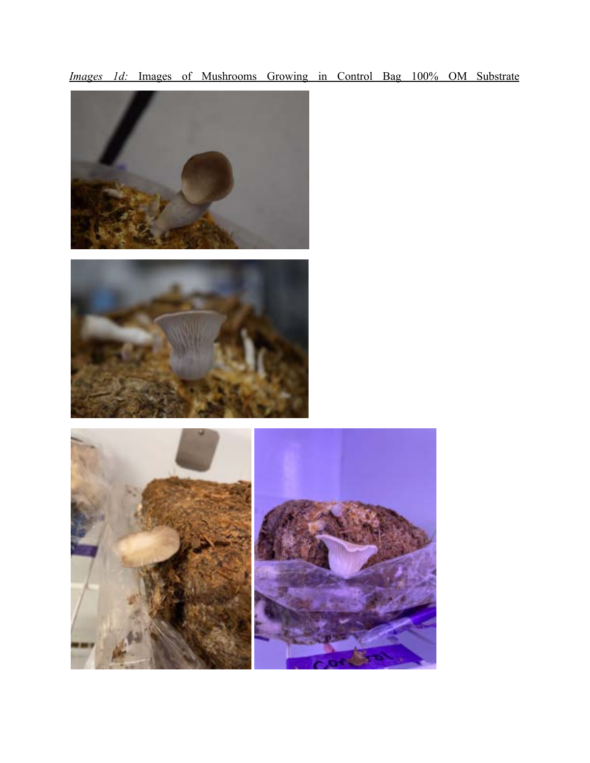*Images 1d:* Images of Mushrooms Growing in Control Bag 100% OM Substrate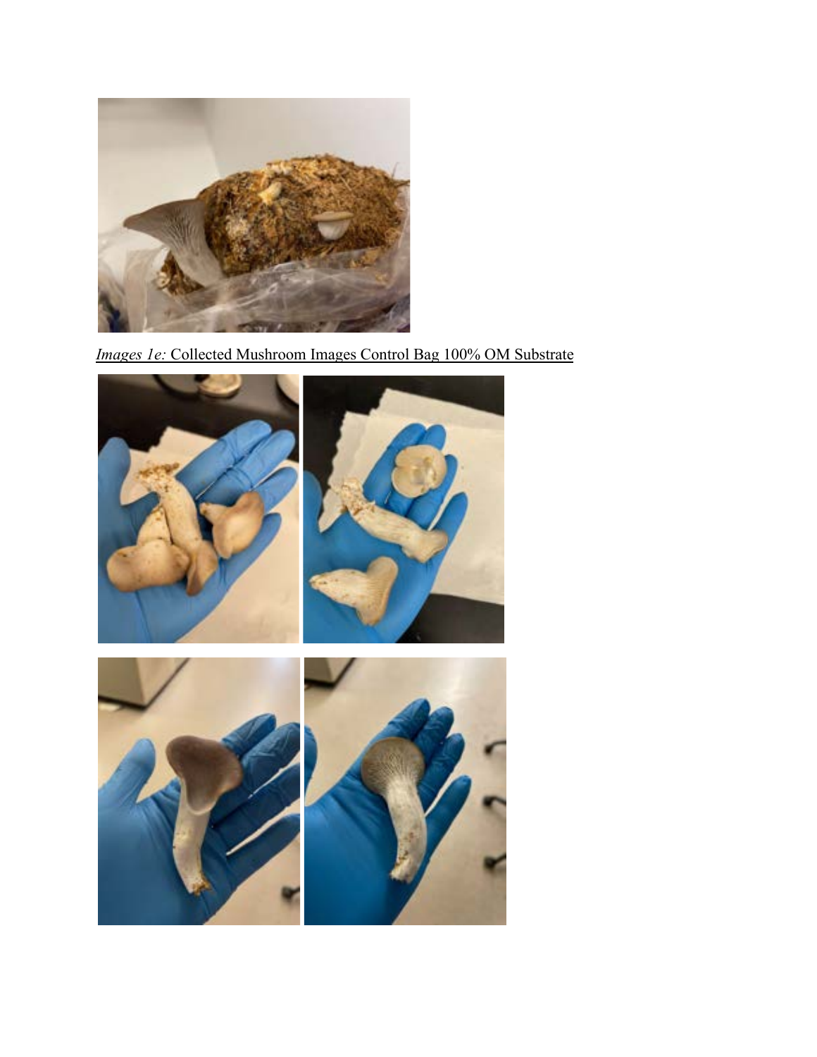*Images 1e:* Collected Mushroom Images Control Bag 100% OM Substrate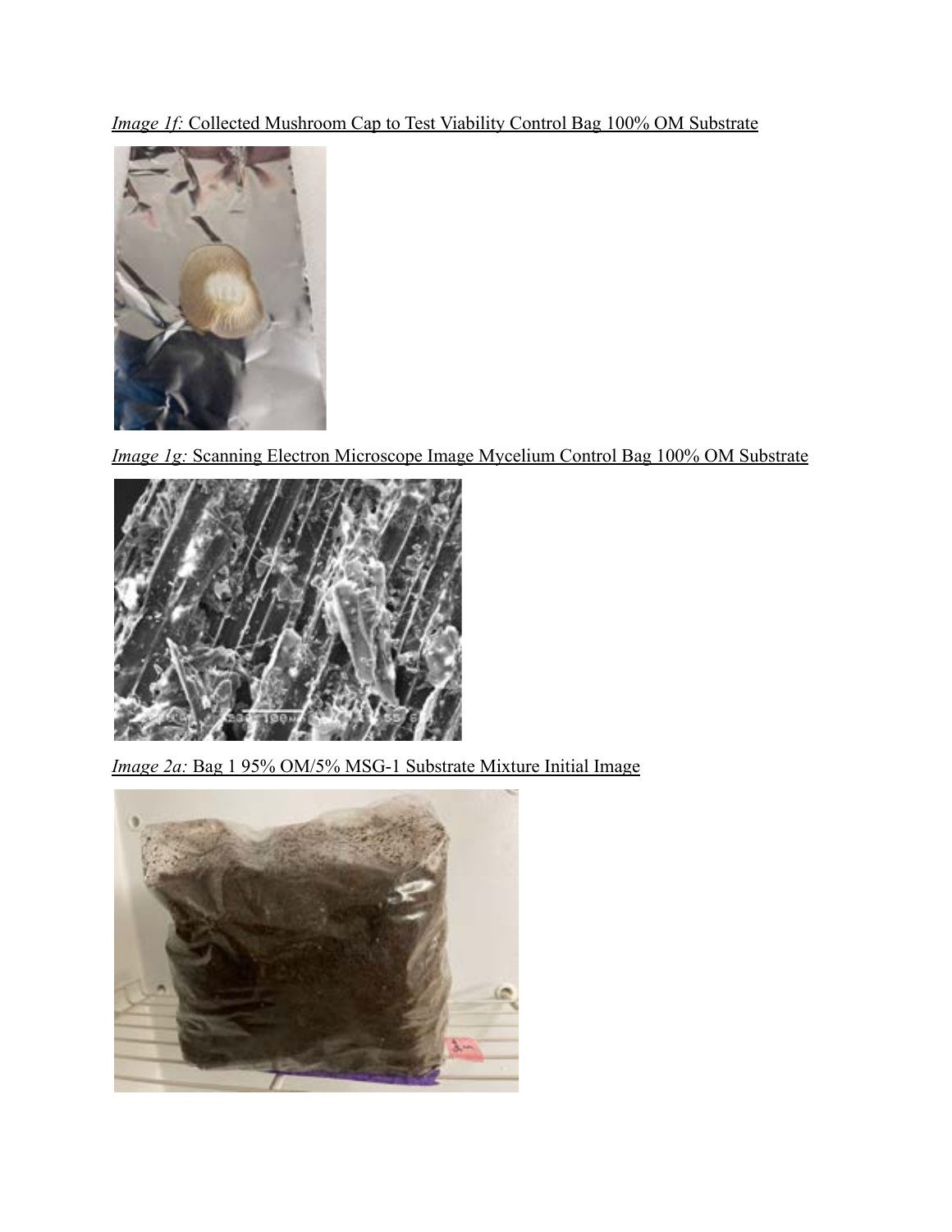*Image 1f:* Collected Mushroom Cap to Test Viability Control Bag 100% OM Substrate

*Image 1g:* Scanning Electron Microscope Image Mycelium Control Bag 100% OM Substrate

*Image 2a:* Bag 1 95% OM/5% MSG-1 Substrate Mixture Initial Image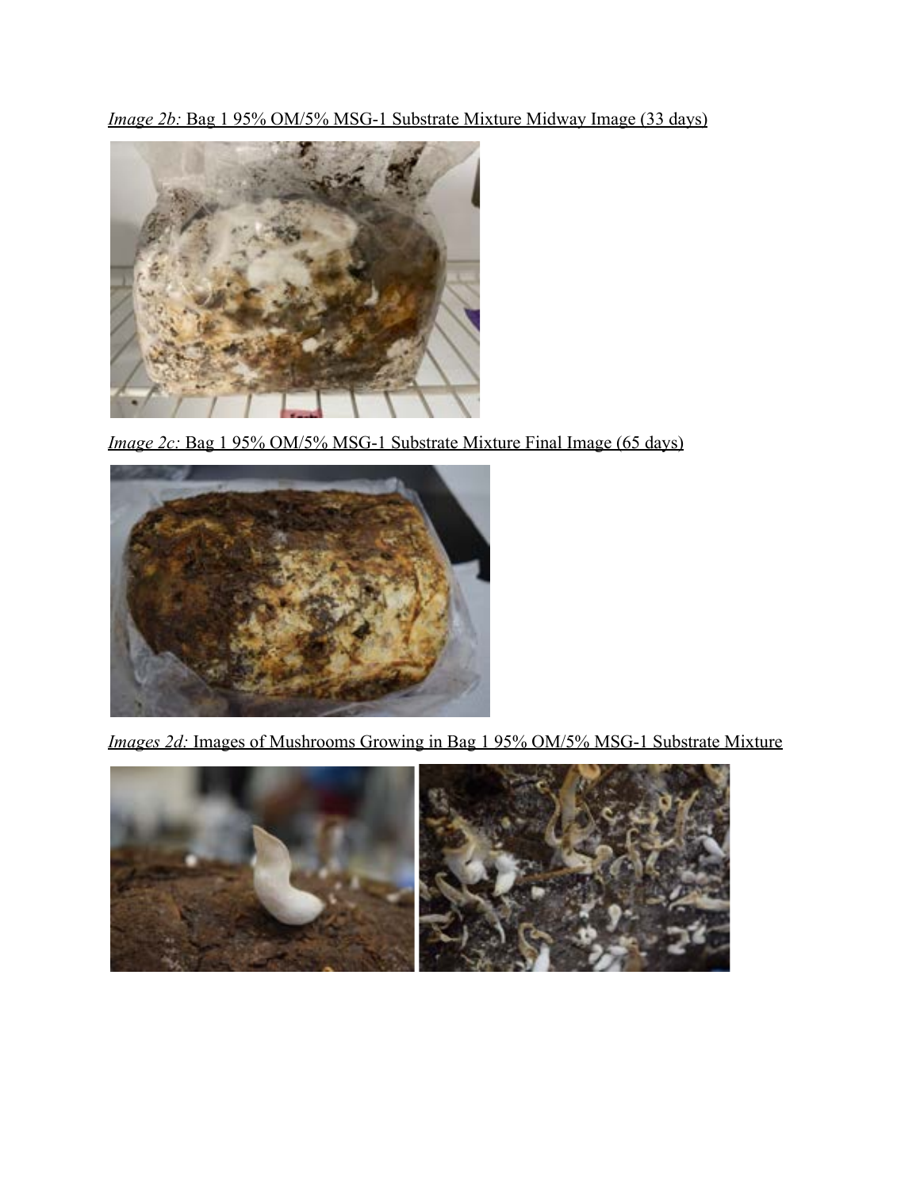*Image 2b:* Bag 1 95% OM/5% MSG-1 Substrate Mixture Midway Image (33 days)

*Image 2c:* Bag 1 95% OM/5% MSG-1 Substrate Mixture Final Image (65 days)

*Images 2d:* Images of Mushrooms Growing in Bag 1 95% OM/5% MSG-1 Substrate Mixture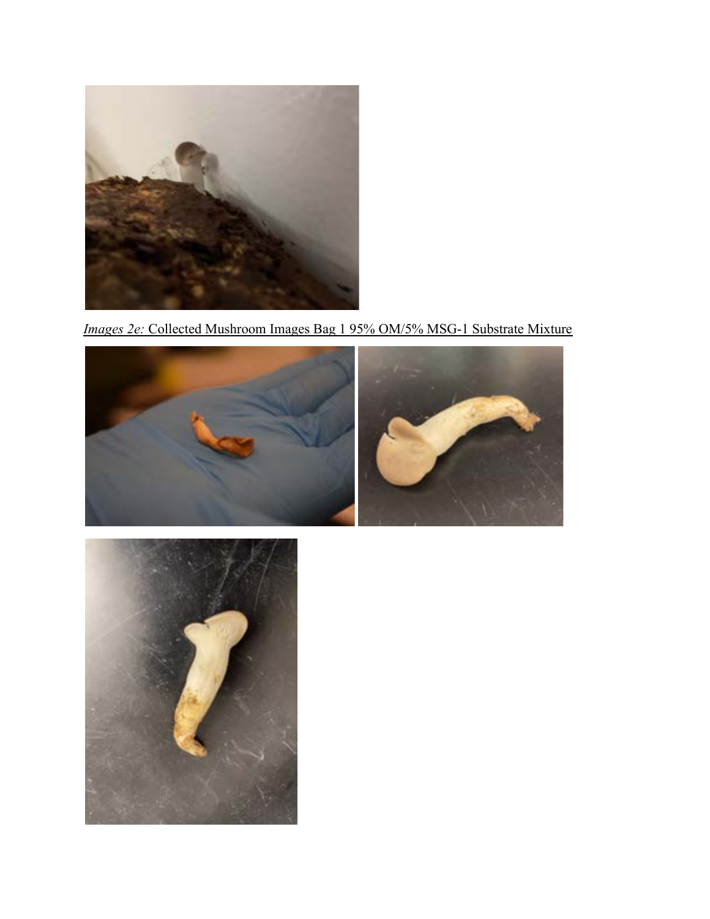*Images 2e:* Collected Mushroom Images Bag 1 95% OM/5% MSG-1 Substrate Mixture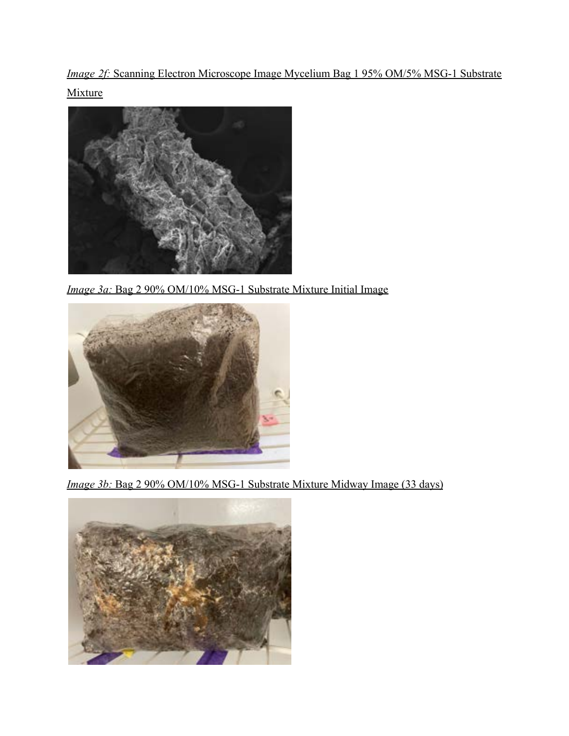*Image 2f:* Scanning Electron Microscope Image Mycelium Bag 1 95% OM/5% MSG-1 Substrate Mixture

*Image 3a:* Bag 2 90% OM/10% MSG-1 Substrate Mixture Initial Image

*Image 3b:* Bag 2 90% OM/10% MSG-1 Substrate Mixture Midway Image (33 days)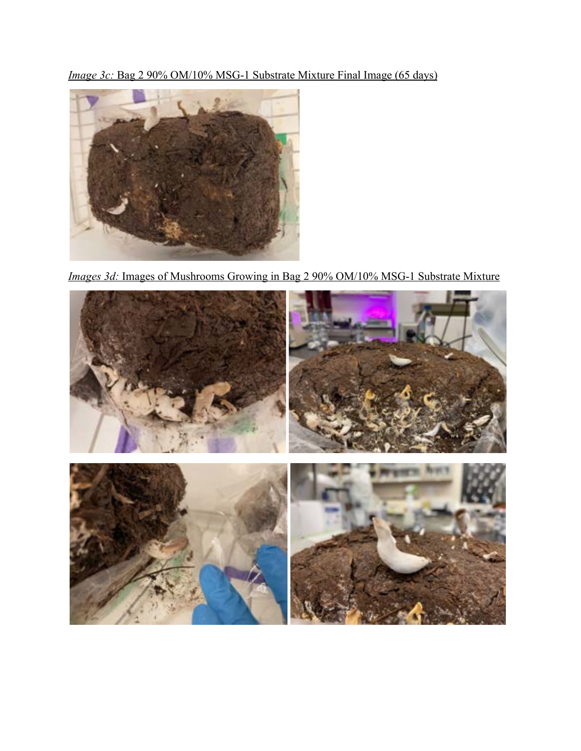*Image 3c:* Bag 2 90% OM/10% MSG-1 Substrate Mixture Final Image (65 days)

*Images 3d:* Images of Mushrooms Growing in Bag 2 90% OM/10% MSG-1 Substrate Mixture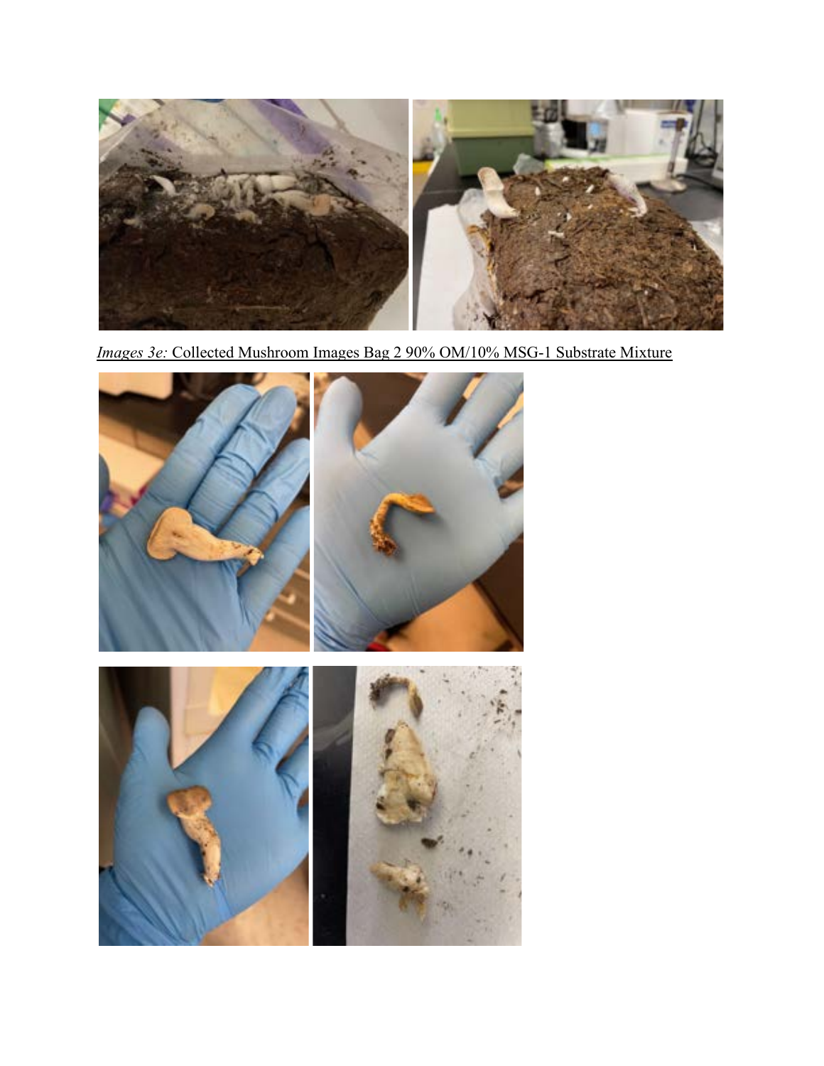*Images 3e:* Collected Mushroom Images Bag 2 90% OM/10% MSG-1 Substrate Mixture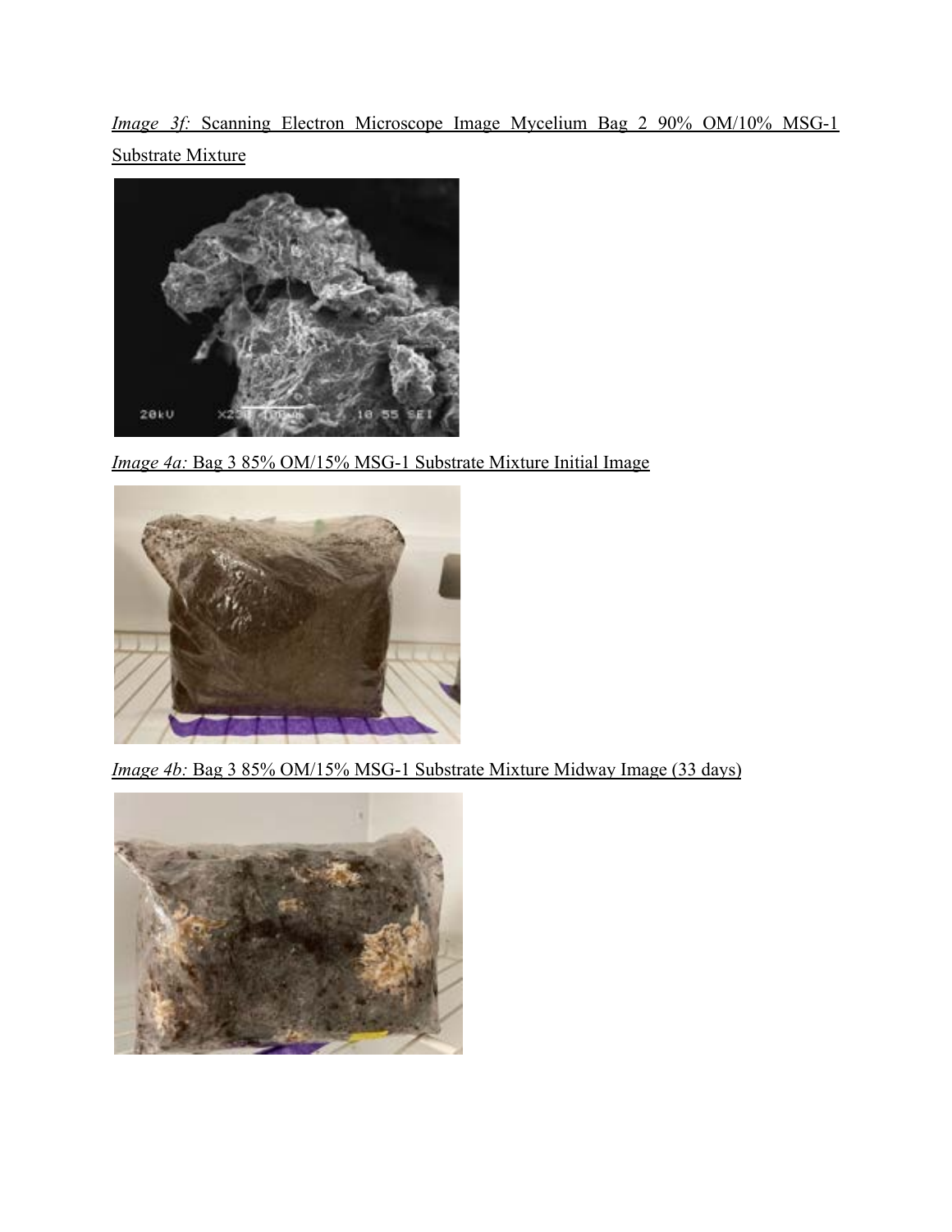*Image 3f:* Scanning Electron Microscope Image Mycelium Bag 2 90% OM/10% MSG-1 Substrate Mixture

*Image 4a:* Bag 3 85% OM/15% MSG-1 Substrate Mixture Initial Image

*Image 4b:* Bag 3 85% OM/15% MSG-1 Substrate Mixture Midway Image (33 days)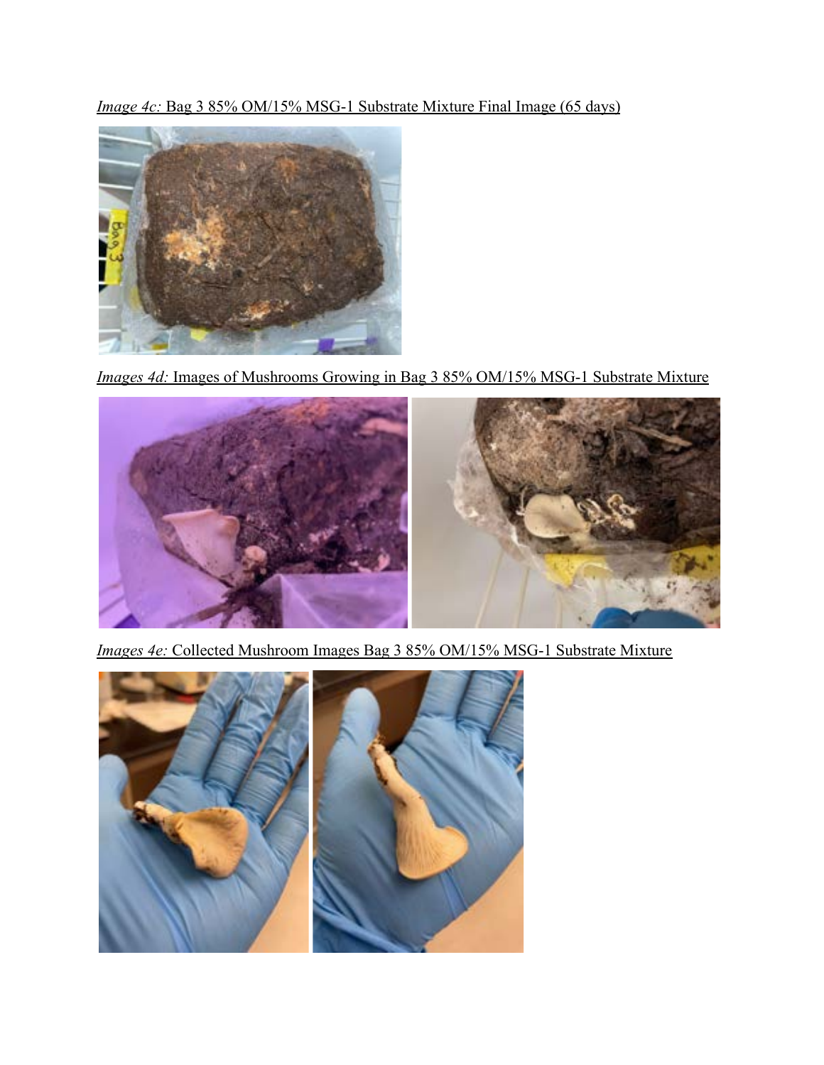*Image 4c:* Bag 3 85% OM/15% MSG-1 Substrate Mixture Final Image (65 days)

*Images 4d:* Images of Mushrooms Growing in Bag 3 85% OM/15% MSG-1 Substrate Mixture

*Images 4e:* Collected Mushroom Images Bag 3 85% OM/15% MSG-1 Substrate Mixture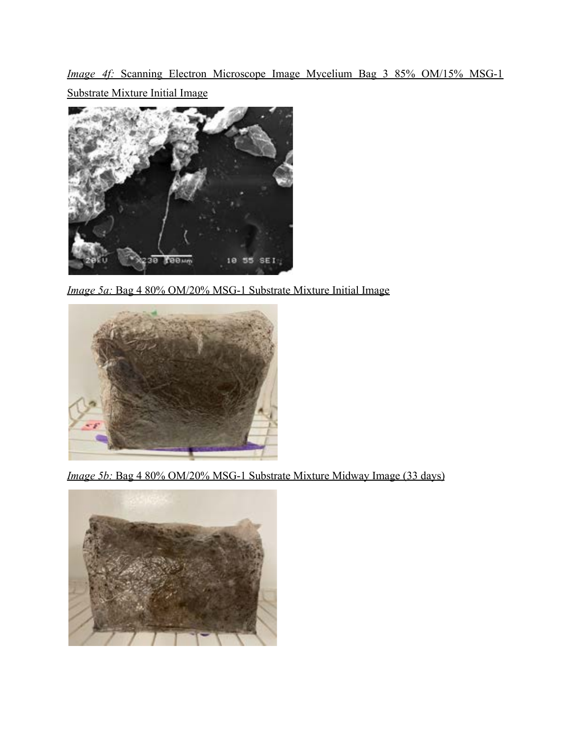*Image 4f:* Scanning Electron Microscope Image Mycelium Bag 3 85% OM/15% MSG-1 Substrate Mixture Initial Image

*Image 5a:* Bag 4 80% OM/20% MSG-1 Substrate Mixture Initial Image

*Image 5b:* Bag 4 80% OM/20% MSG-1 Substrate Mixture Midway Image (33 days)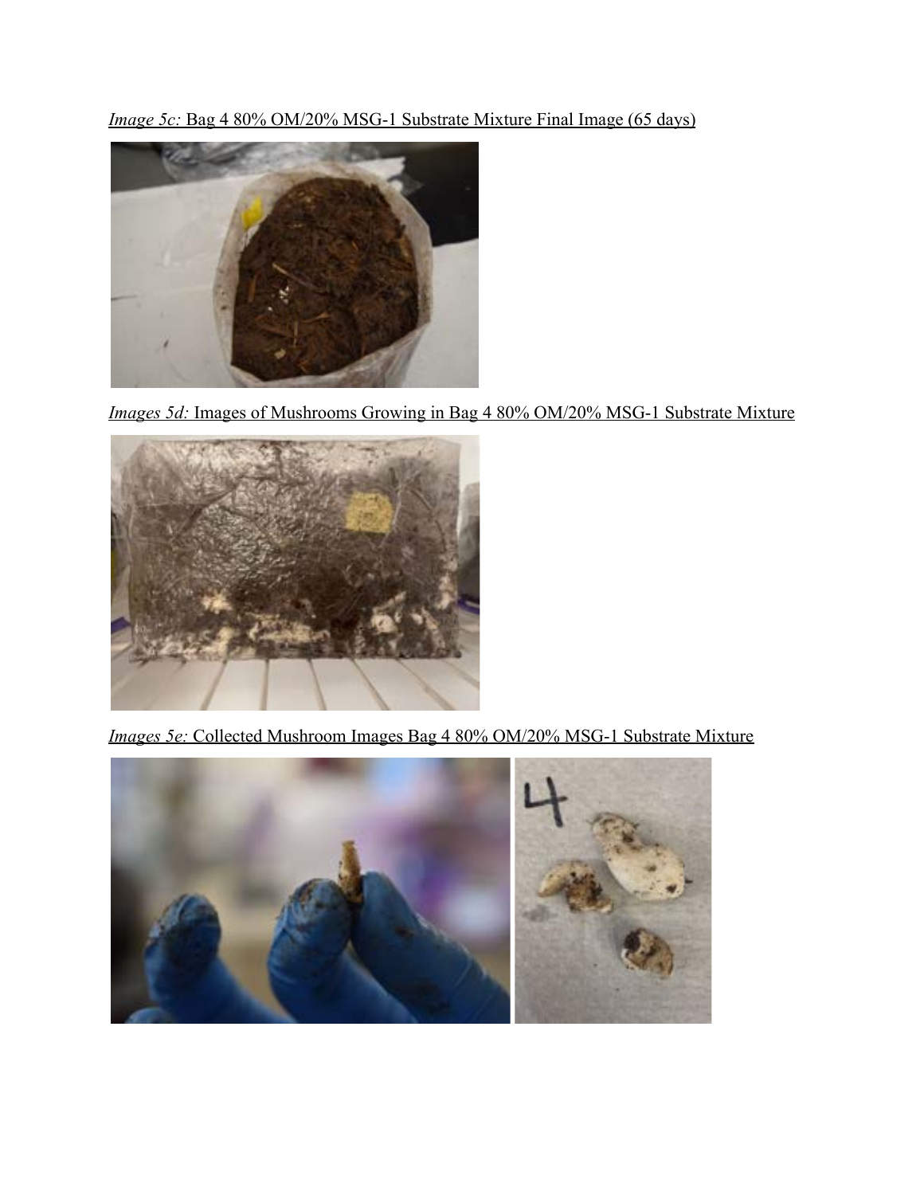*Image 5c:* Bag 4 80% OM/20% MSG-1 Substrate Mixture Final Image (65 days)

*Images 5d:* Images of Mushrooms Growing in Bag 4 80% OM/20% MSG-1 Substrate Mixture

*Images 5e:* Collected Mushroom Images Bag 4 80% OM/20% MSG-1 Substrate Mixture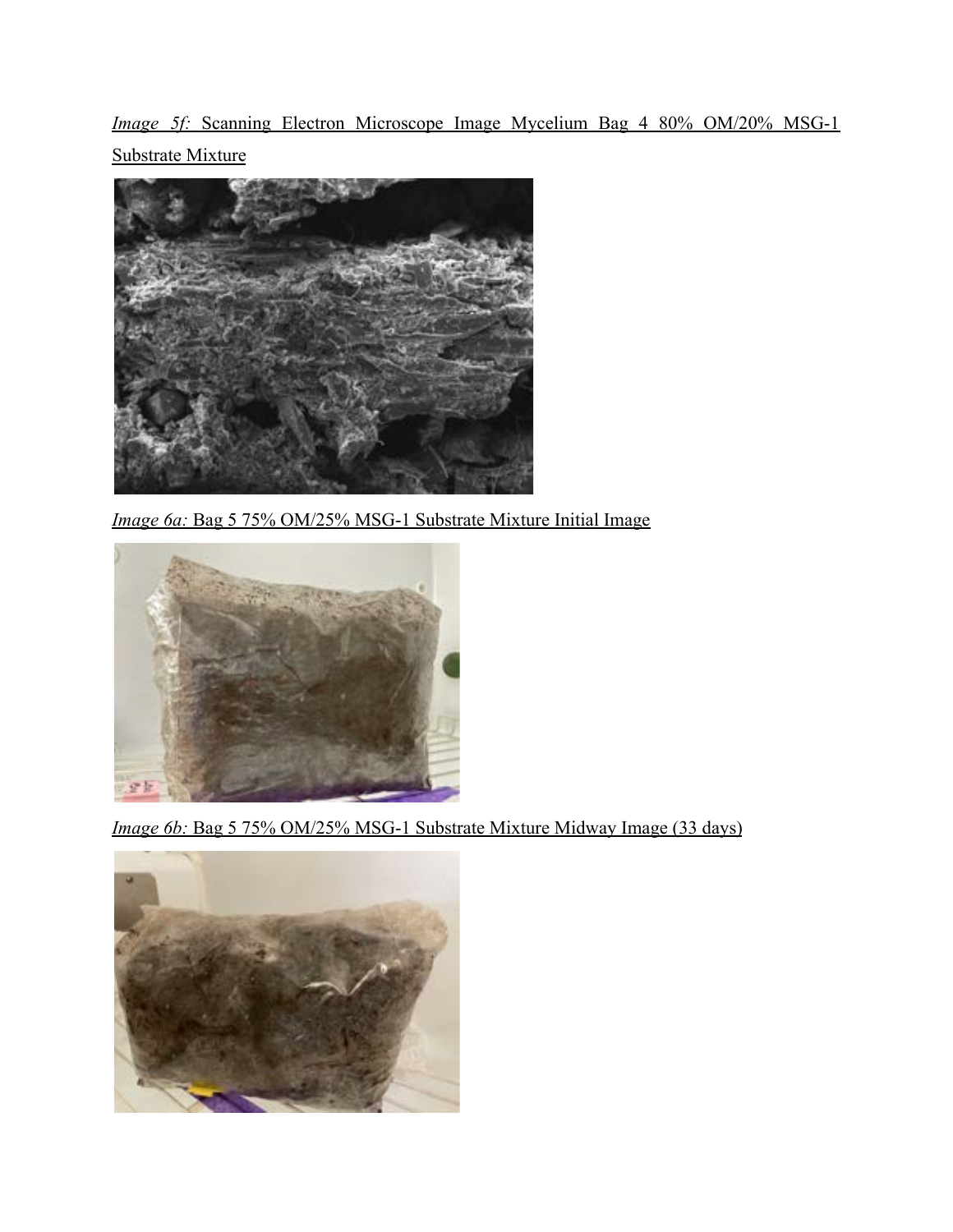*Image 5f:* Scanning Electron Microscope Image Mycelium Bag 4 80% OM/20% MSG-1 Substrate Mixture

*Image 6a:* Bag 5 75% OM/25% MSG-1 Substrate Mixture Initial Image

*Image 6b:* Bag 5 75% OM/25% MSG-1 Substrate Mixture Midway Image (33 days)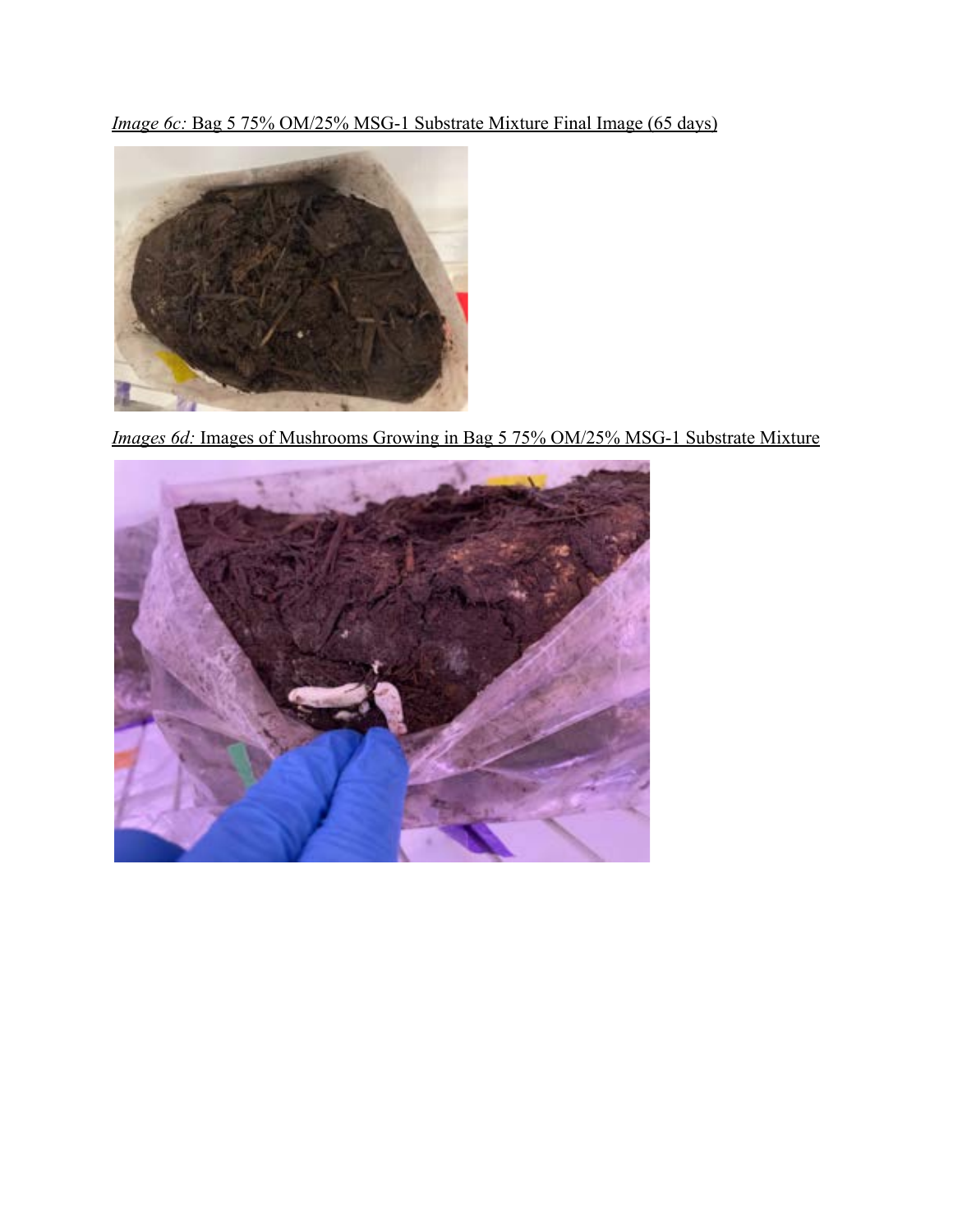*Image 6c:* Bag 5 75% OM/25% MSG-1 Substrate Mixture Final Image (65 days)

*Images 6d:* Images of Mushrooms Growing in Bag 5 75% OM/25% MSG-1 Substrate Mixture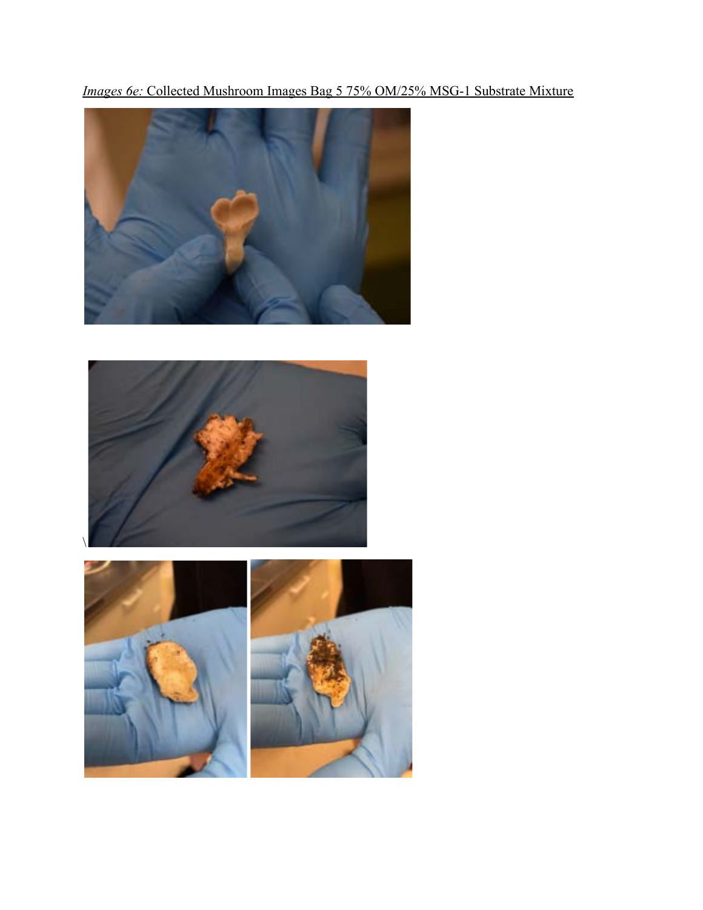*Images 6e:* Collected Mushroom Images Bag 5 75% OM/25% MSG-1 Substrate Mixture

\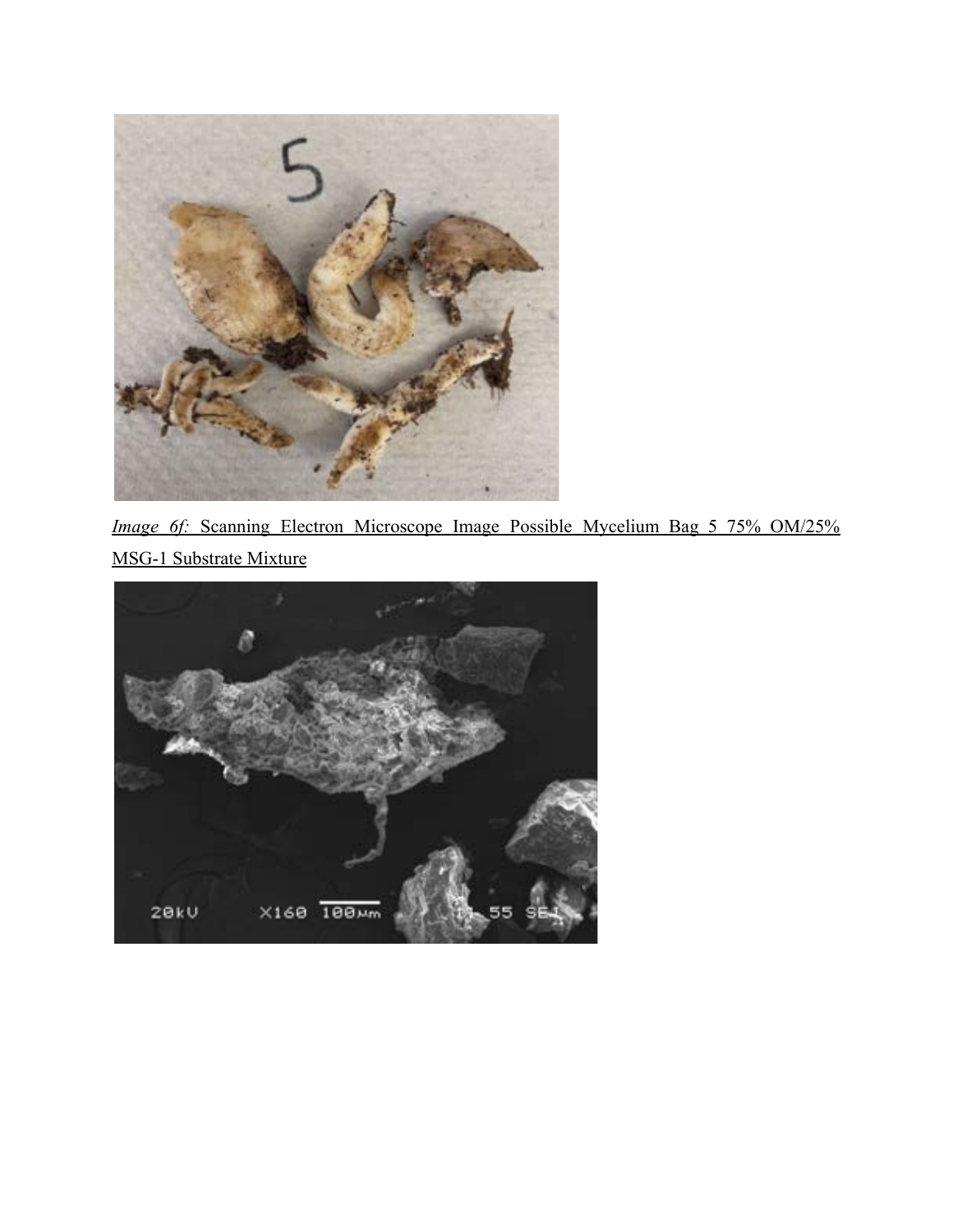*Image 6f:* Scanning Electron Microscope Image Possible Mycelium Bag 5 75% OM/25% MSG-1 Substrate Mixture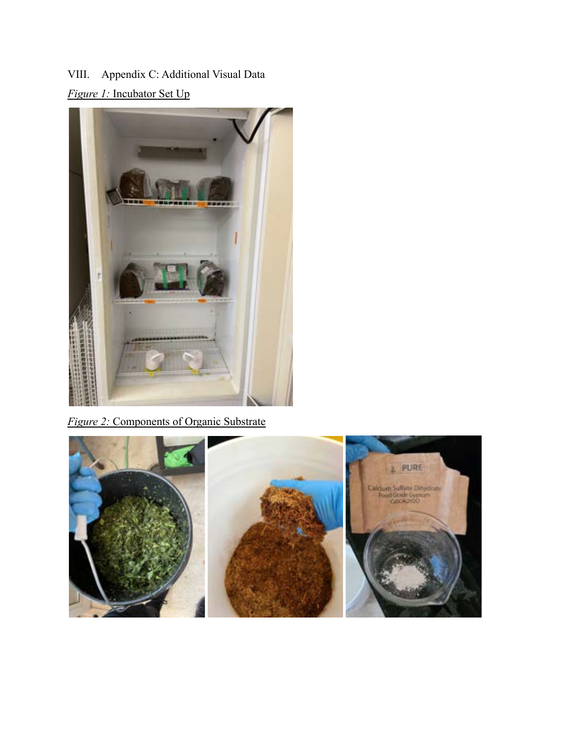# VIII. Appendix C: Additional Visual Data

*Figure 1:* Incubator Set Up

*Figure 2:* Components of Organic Substrate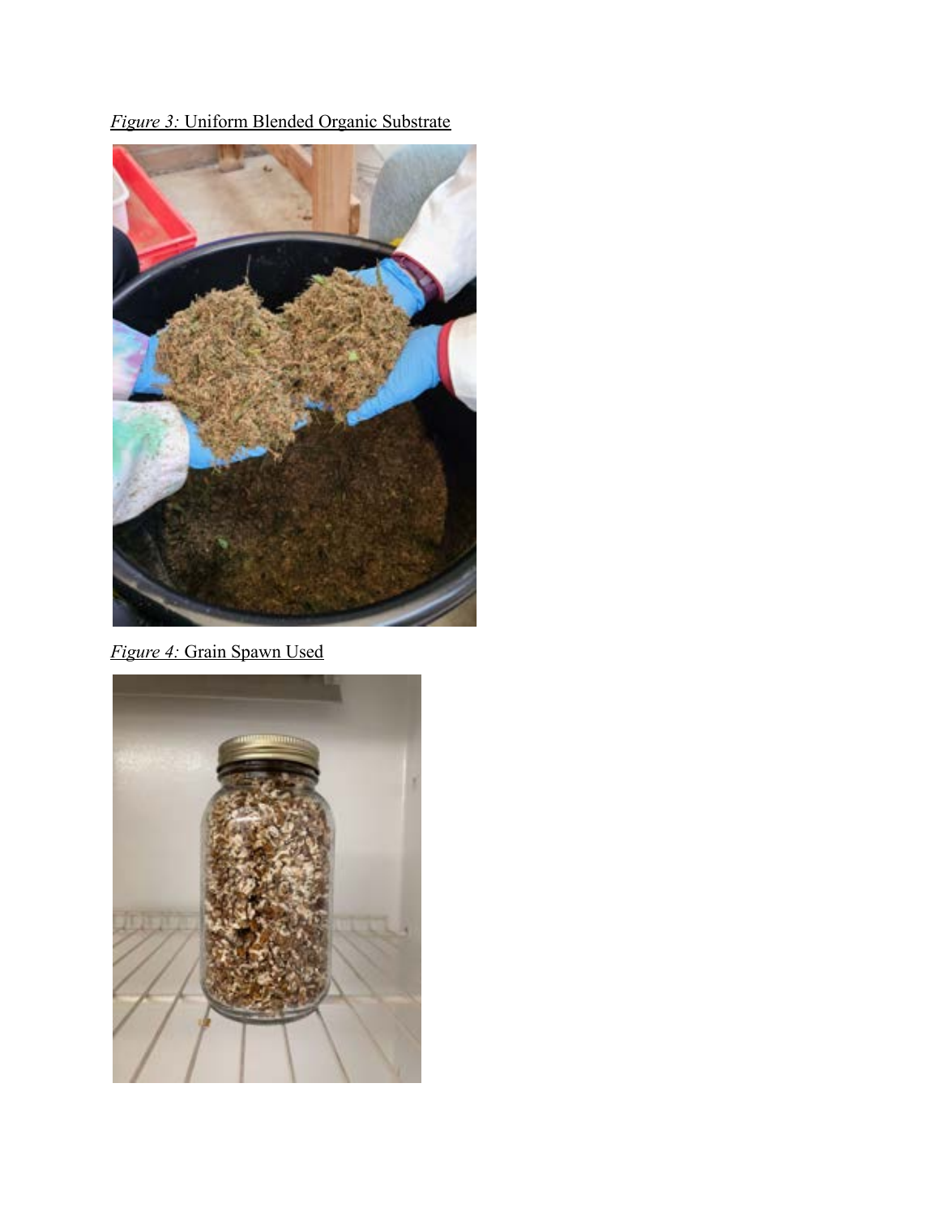*Figure 3:* Uniform Blended Organic Substrate

*Figure 4:* Grain Spawn Used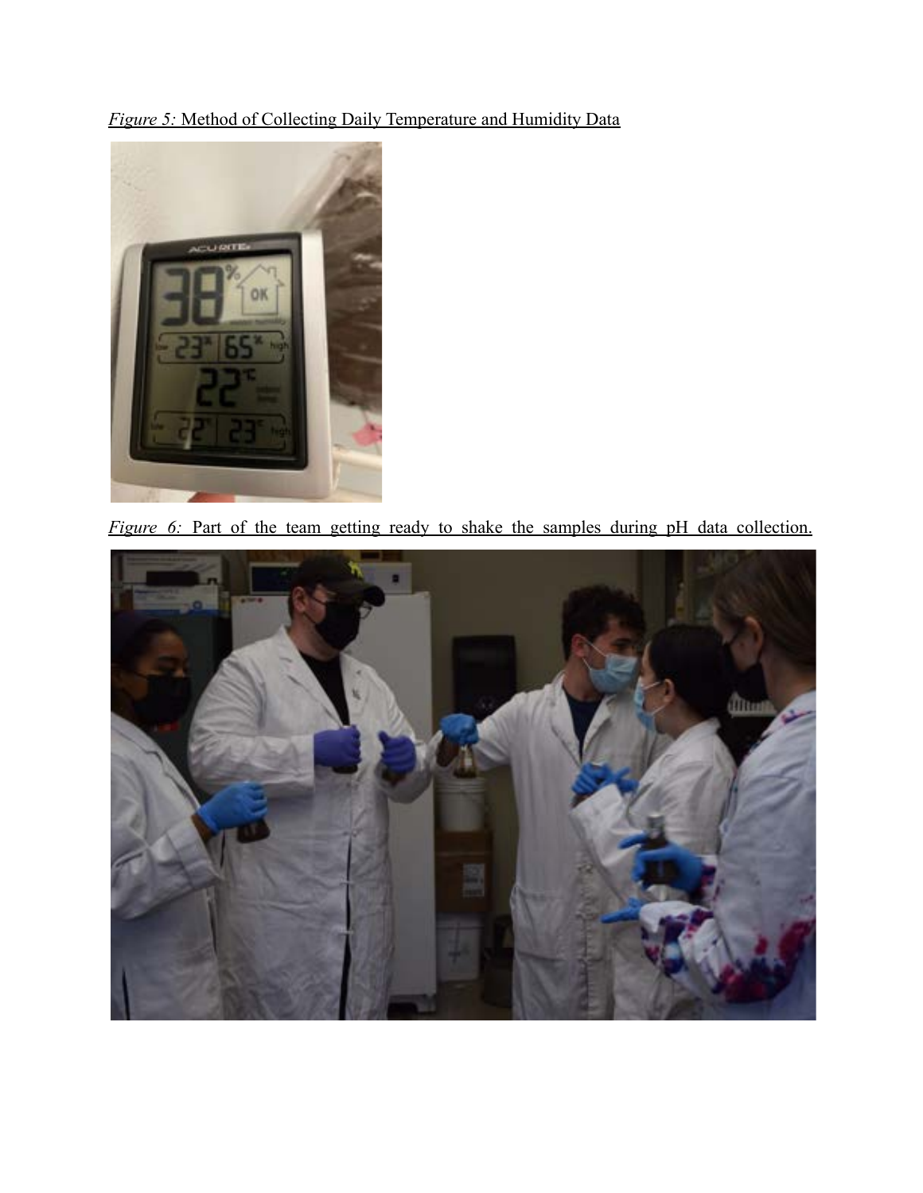*Figure 5:* Method of Collecting Daily Temperature and Humidity Data

*Figure 6:* Part of the team getting ready to shake the samples during pH data collection.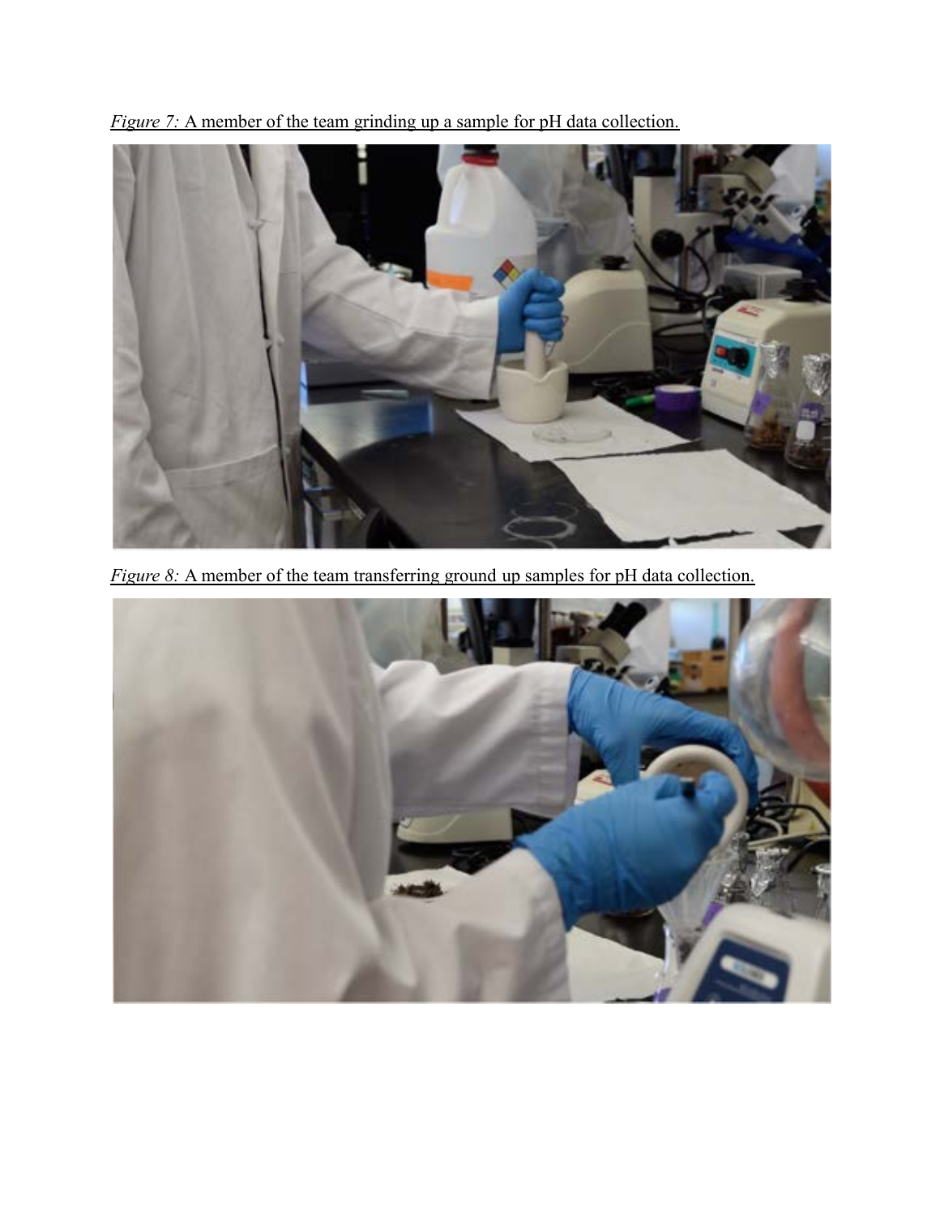*Figure 7:* A member of the team grinding up a sample for pH data collection.

*Figure 8:* A member of the team transferring ground up samples for pH data collection.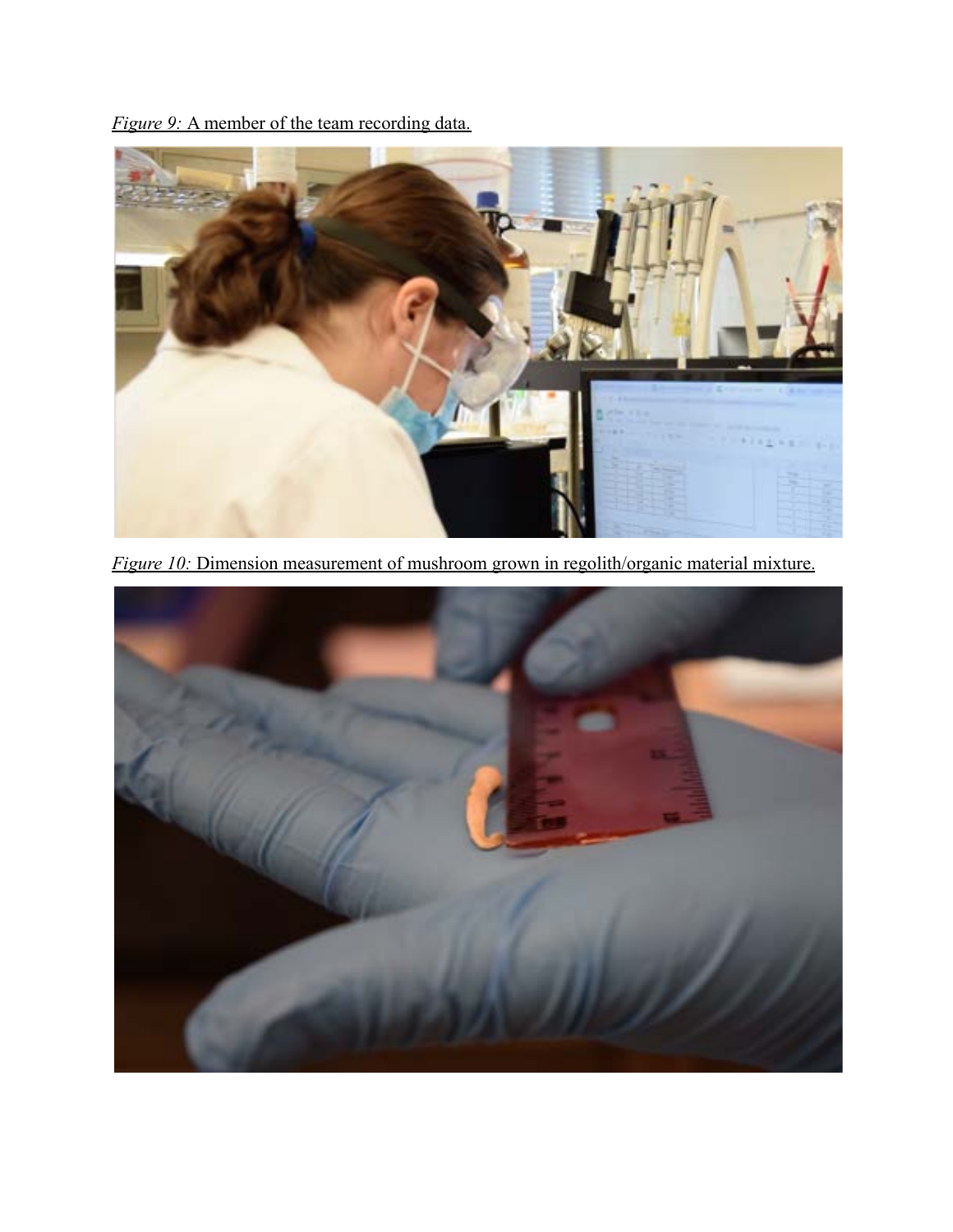*Figure 9:* A member of the team recording data.

*Figure 10:* Dimension measurement of mushroom grown in regolith/organic material mixture.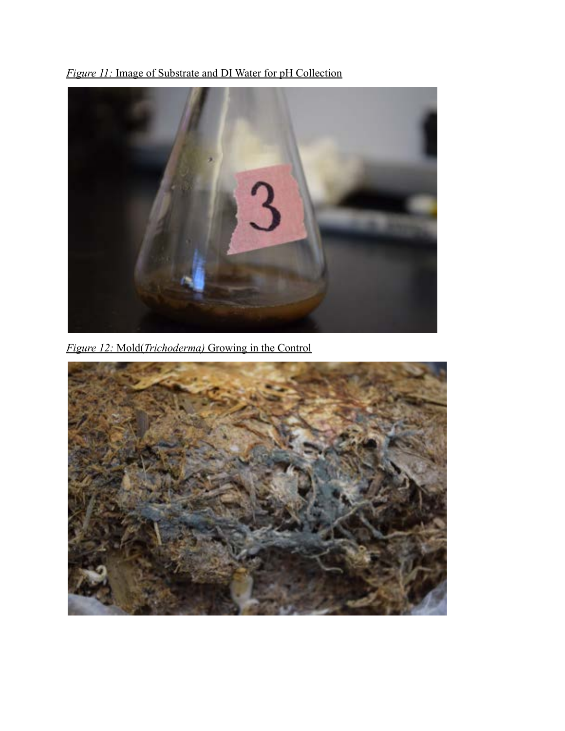*Figure 11:* Image of Substrate and DI Water for pH Collection

*Figure 12:* Mold(*Trichoderma)* Growing in the Control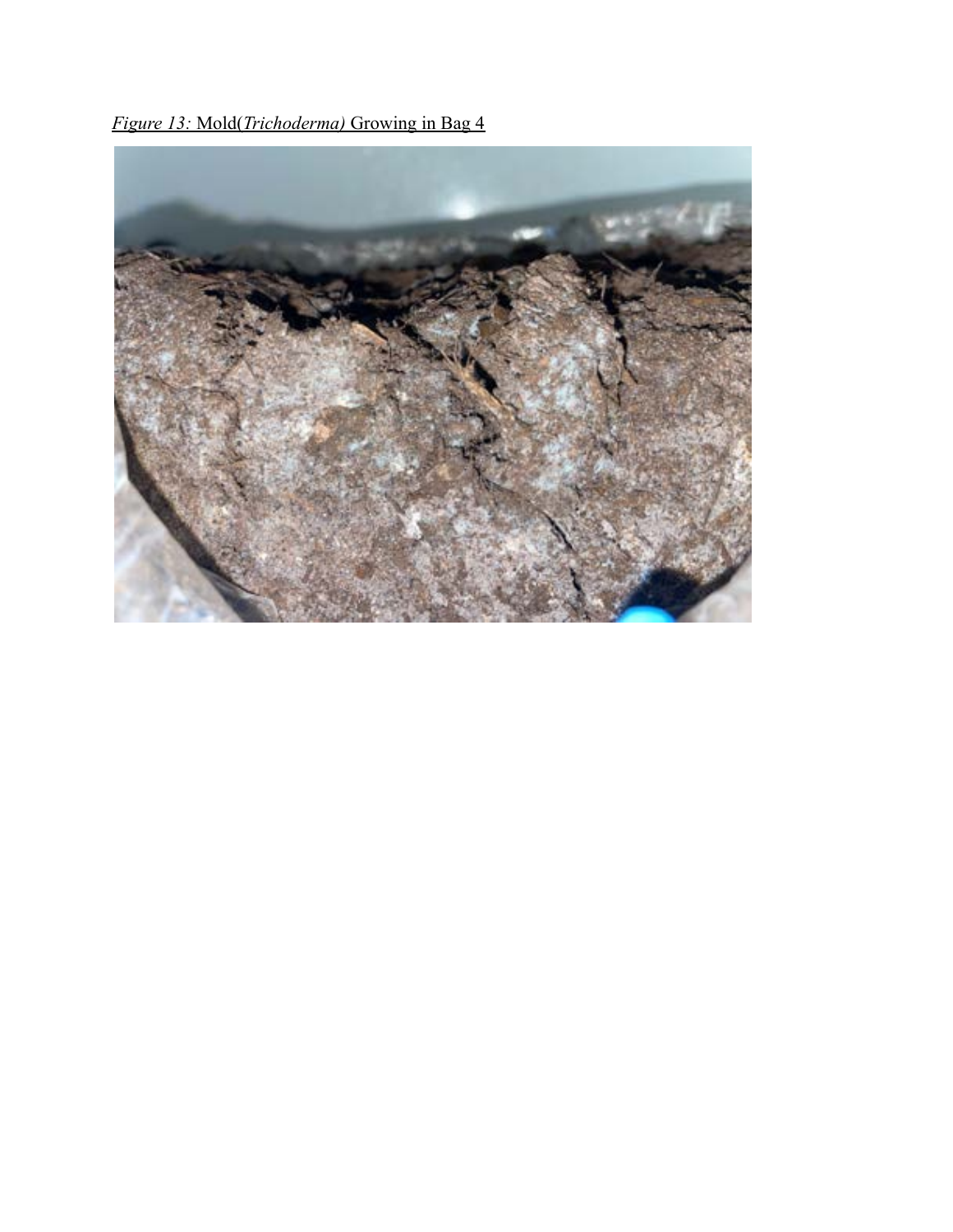*Figure 13:* Mold(*Trichoderma)* Growing in Bag 4